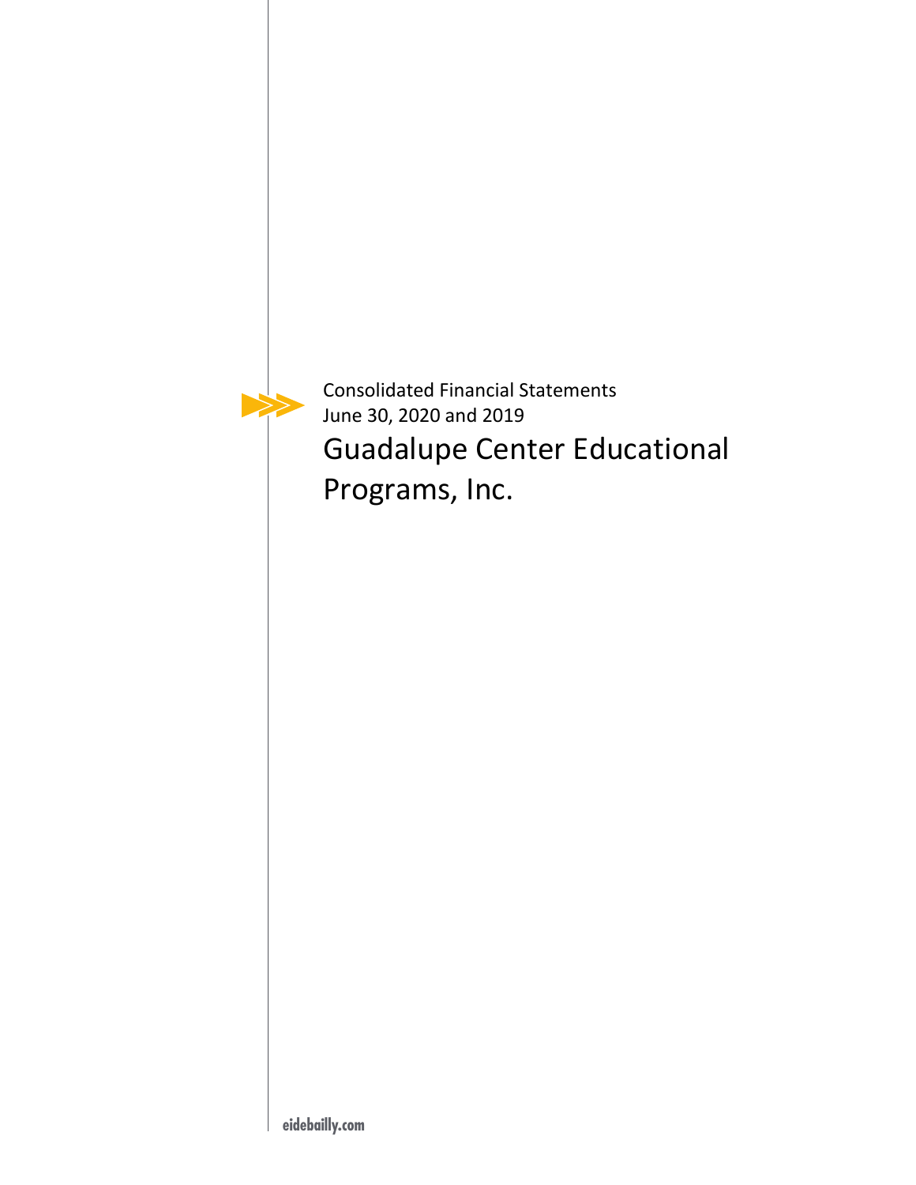Consolidated Financial Statements
June 30, 2020 and 2019

# Guadalupe Center Educational Programs, Inc.

eidebailly.com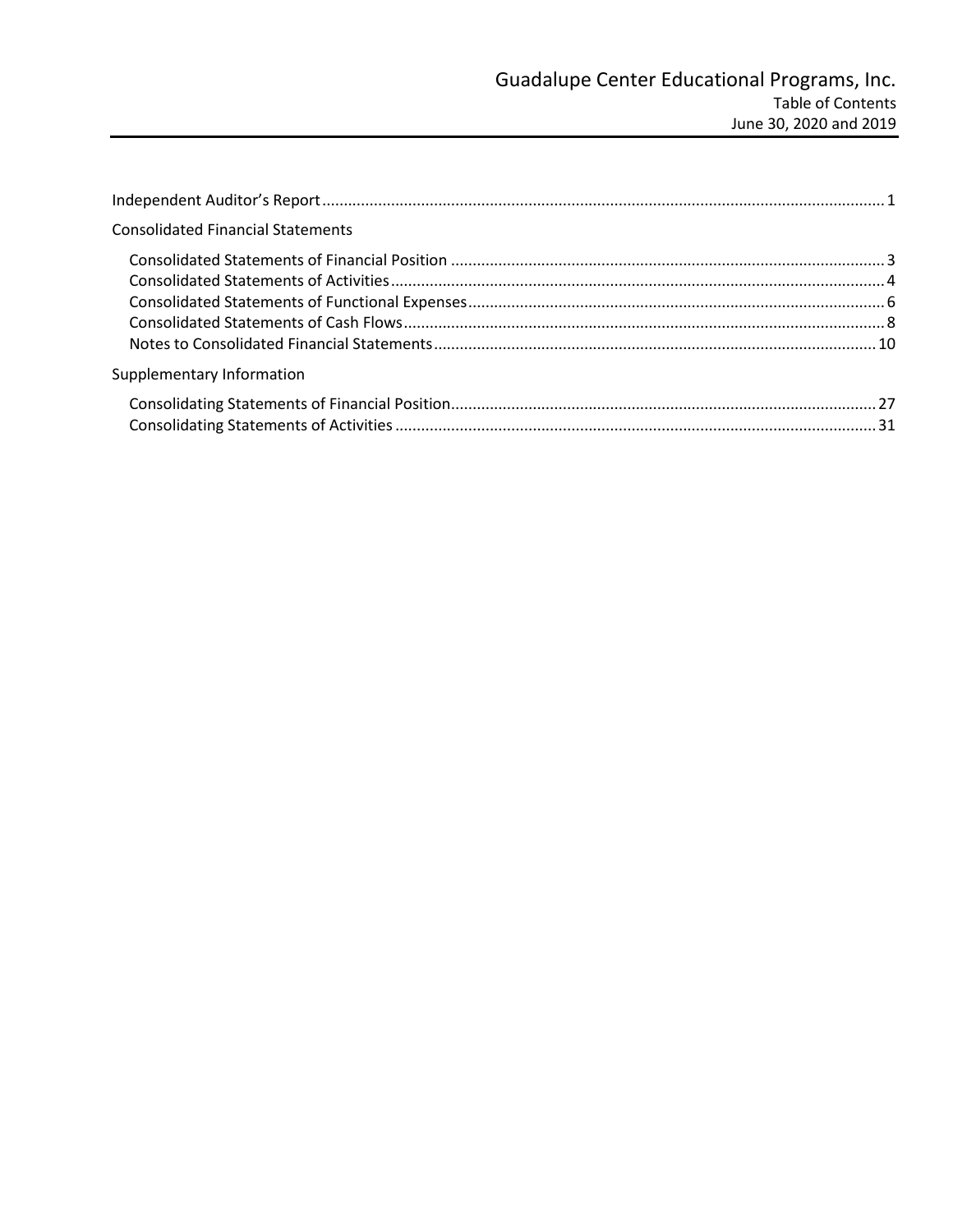# Guadalupe Center Educational Programs, Inc.

Table of Contents
June 30, 2020 and 2019

Independent Auditor's Report .......... 1

Consolidated Financial Statements

- Consolidated Statements of Financial Position .......... 3
- Consolidated Statements of Activities .......... 4
- Consolidated Statements of Functional Expenses .......... 6
- Consolidated Statements of Cash Flows .......... 8
- Notes to Consolidated Financial Statements .......... 10

Supplementary Information

- Consolidating Statements of Financial Position .......... 27
- Consolidating Statements of Activities .......... 31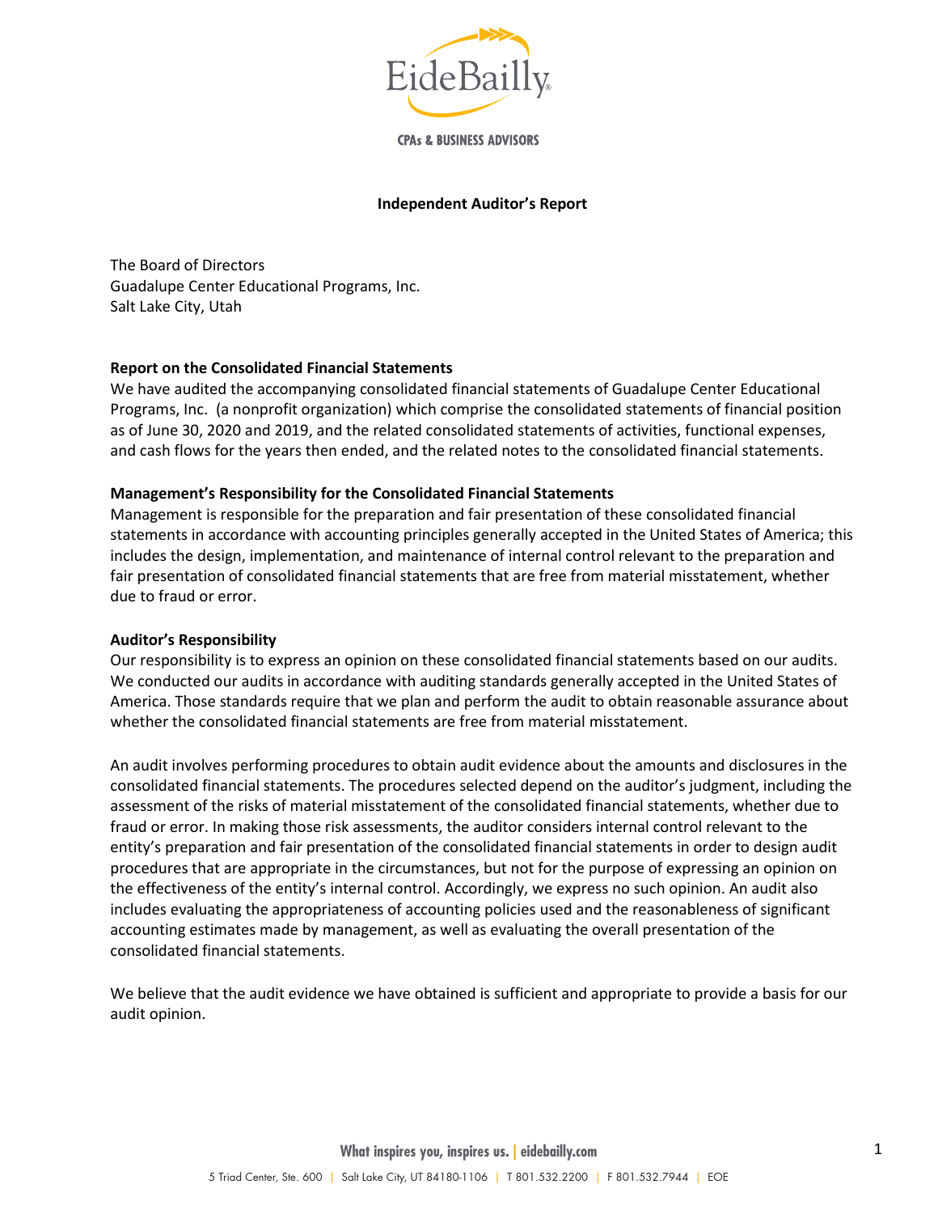**Independent Auditor's Report**

The Board of Directors
Guadalupe Center Educational Programs, Inc.
Salt Lake City, Utah

**Report on the Consolidated Financial Statements**

We have audited the accompanying consolidated financial statements of Guadalupe Center Educational Programs, Inc. (a nonprofit organization) which comprise the consolidated statements of financial position as of June 30, 2020 and 2019, and the related consolidated statements of activities, functional expenses, and cash flows for the years then ended, and the related notes to the consolidated financial statements.

**Management's Responsibility for the Consolidated Financial Statements**

Management is responsible for the preparation and fair presentation of these consolidated financial statements in accordance with accounting principles generally accepted in the United States of America; this includes the design, implementation, and maintenance of internal control relevant to the preparation and fair presentation of consolidated financial statements that are free from material misstatement, whether due to fraud or error.

**Auditor's Responsibility**

Our responsibility is to express an opinion on these consolidated financial statements based on our audits. We conducted our audits in accordance with auditing standards generally accepted in the United States of America. Those standards require that we plan and perform the audit to obtain reasonable assurance about whether the consolidated financial statements are free from material misstatement.

An audit involves performing procedures to obtain audit evidence about the amounts and disclosures in the consolidated financial statements. The procedures selected depend on the auditor's judgment, including the assessment of the risks of material misstatement of the consolidated financial statements, whether due to fraud or error. In making those risk assessments, the auditor considers internal control relevant to the entity's preparation and fair presentation of the consolidated financial statements in order to design audit procedures that are appropriate in the circumstances, but not for the purpose of expressing an opinion on the effectiveness of the entity's internal control. Accordingly, we express no such opinion. An audit also includes evaluating the appropriateness of accounting policies used and the reasonableness of significant accounting estimates made by management, as well as evaluating the overall presentation of the consolidated financial statements.

We believe that the audit evidence we have obtained is sufficient and appropriate to provide a basis for our audit opinion.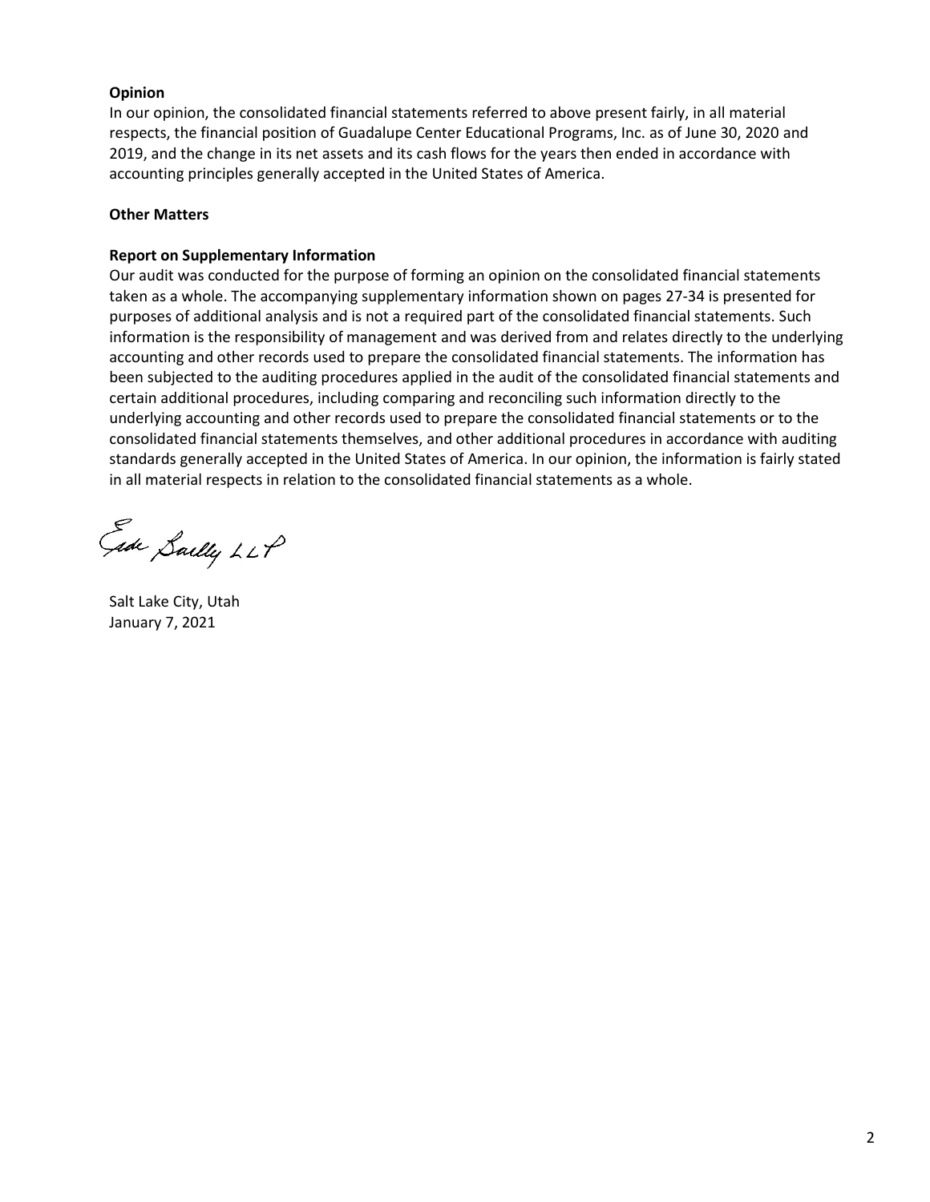**Opinion**

In our opinion, the consolidated financial statements referred to above present fairly, in all material respects, the financial position of Guadalupe Center Educational Programs, Inc. as of June 30, 2020 and 2019, and the change in its net assets and its cash flows for the years then ended in accordance with accounting principles generally accepted in the United States of America.

**Other Matters**

**Report on Supplementary Information**

Our audit was conducted for the purpose of forming an opinion on the consolidated financial statements taken as a whole. The accompanying supplementary information shown on pages 27-34 is presented for purposes of additional analysis and is not a required part of the consolidated financial statements. Such information is the responsibility of management and was derived from and relates directly to the underlying accounting and other records used to prepare the consolidated financial statements. The information has been subjected to the auditing procedures applied in the audit of the consolidated financial statements and certain additional procedures, including comparing and reconciling such information directly to the underlying accounting and other records used to prepare the consolidated financial statements or to the consolidated financial statements themselves, and other additional procedures in accordance with auditing standards generally accepted in the United States of America. In our opinion, the information is fairly stated in all material respects in relation to the consolidated financial statements as a whole.

Eide Bailly LLP

Salt Lake City, Utah
January 7, 2021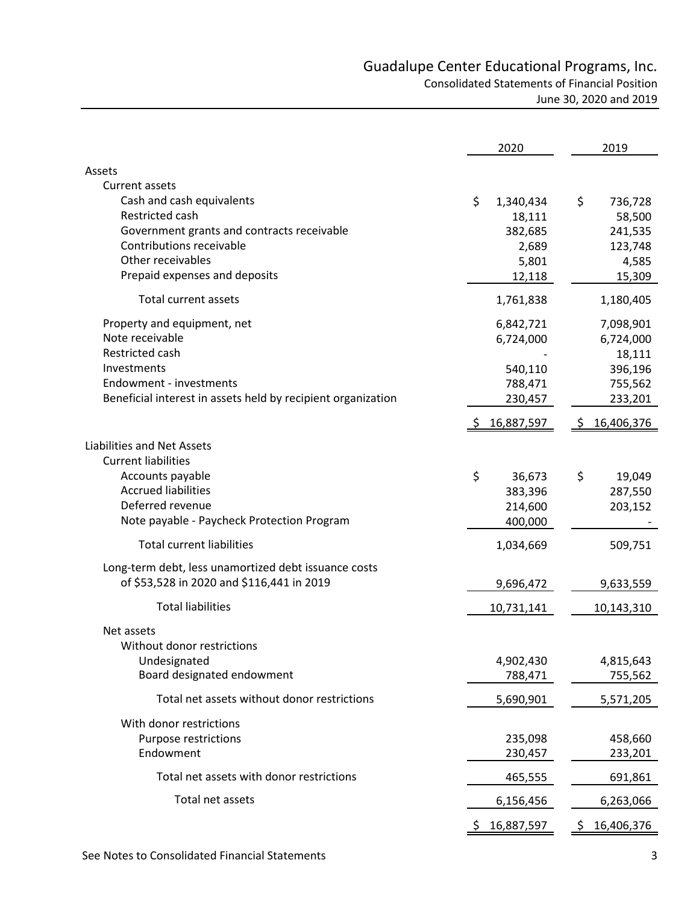# Guadalupe Center Educational Programs, Inc.

Consolidated Statements of Financial Position

June 30, 2020 and 2019

| | 2020 | 2019 |
|---|---|---|
| **Assets** | | |
| Current assets | | |
| Cash and cash equivalents | $ 1,340,434 | $ 736,728 |
| Restricted cash | 18,111 | 58,500 |
| Government grants and contracts receivable | 382,685 | 241,535 |
| Contributions receivable | 2,689 | 123,748 |
| Other receivables | 5,801 | 4,585 |
| Prepaid expenses and deposits | 12,118 | 15,309 |
| Total current assets | 1,761,838 | 1,180,405 |
| Property and equipment, net | 6,842,721 | 7,098,901 |
| Note receivable | 6,724,000 | 6,724,000 |
| Restricted cash | - | 18,111 |
| Investments | 540,110 | 396,196 |
| Endowment - investments | 788,471 | 755,562 |
| Beneficial interest in assets held by recipient organization | 230,457 | 233,201 |
| | $ 16,887,597 | $ 16,406,376 |
| **Liabilities and Net Assets** | | |
| Current liabilities | | |
| Accounts payable | $ 36,673 | $ 19,049 |
| Accrued liabilities | 383,396 | 287,550 |
| Deferred revenue | 214,600 | 203,152 |
| Note payable - Paycheck Protection Program | 400,000 | - |
| Total current liabilities | 1,034,669 | 509,751 |
| Long-term debt, less unamortized debt issuance costs of $53,528 in 2020 and $116,441 in 2019 | 9,696,472 | 9,633,559 |
| Total liabilities | 10,731,141 | 10,143,310 |
| Net assets | | |
| Without donor restrictions | | |
| Undesignated | 4,902,430 | 4,815,643 |
| Board designated endowment | 788,471 | 755,562 |
| Total net assets without donor restrictions | 5,690,901 | 5,571,205 |
| With donor restrictions | | |
| Purpose restrictions | 235,098 | 458,660 |
| Endowment | 230,457 | 233,201 |
| Total net assets with donor restrictions | 465,555 | 691,861 |
| Total net assets | 6,156,456 | 6,263,066 |
| | $ 16,887,597 | $ 16,406,376 |

See Notes to Consolidated Financial Statements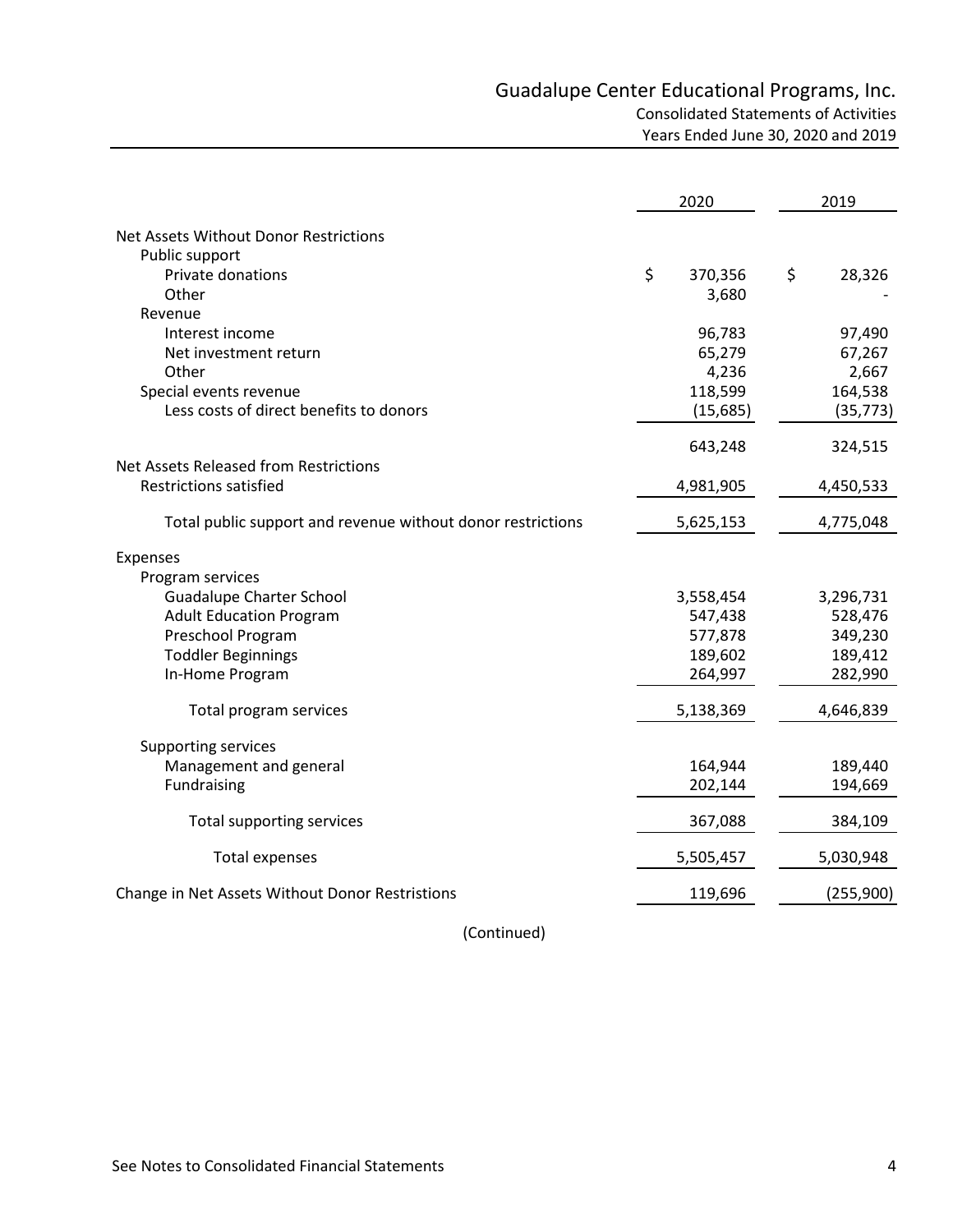# Guadalupe Center Educational Programs, Inc.

Consolidated Statements of Activities

Years Ended June 30, 2020 and 2019

| | 2020 | 2019 |
|---|---|---|
| Net Assets Without Donor Restrictions | | |
| Public support | | |
| Private donations | $ 370,356 | $ 28,326 |
| Other | 3,680 | - |
| Revenue | | |
| Interest income | 96,783 | 97,490 |
| Net investment return | 65,279 | 67,267 |
| Other | 4,236 | 2,667 |
| Special events revenue | 118,599 | 164,538 |
| Less costs of direct benefits to donors | (15,685) | (35,773) |
| | 643,248 | 324,515 |
| Net Assets Released from Restrictions | | |
| Restrictions satisfied | 4,981,905 | 4,450,533 |
| Total public support and revenue without donor restrictions | 5,625,153 | 4,775,048 |
| Expenses | | |
| Program services | | |
| Guadalupe Charter School | 3,558,454 | 3,296,731 |
| Adult Education Program | 547,438 | 528,476 |
| Preschool Program | 577,878 | 349,230 |
| Toddler Beginnings | 189,602 | 189,412 |
| In-Home Program | 264,997 | 282,990 |
| Total program services | 5,138,369 | 4,646,839 |
| Supporting services | | |
| Management and general | 164,944 | 189,440 |
| Fundraising | 202,144 | 194,669 |
| Total supporting services | 367,088 | 384,109 |
| Total expenses | 5,505,457 | 5,030,948 |
| Change in Net Assets Without Donor Restristions | 119,696 | (255,900) |

(Continued)

See Notes to Consolidated Financial Statements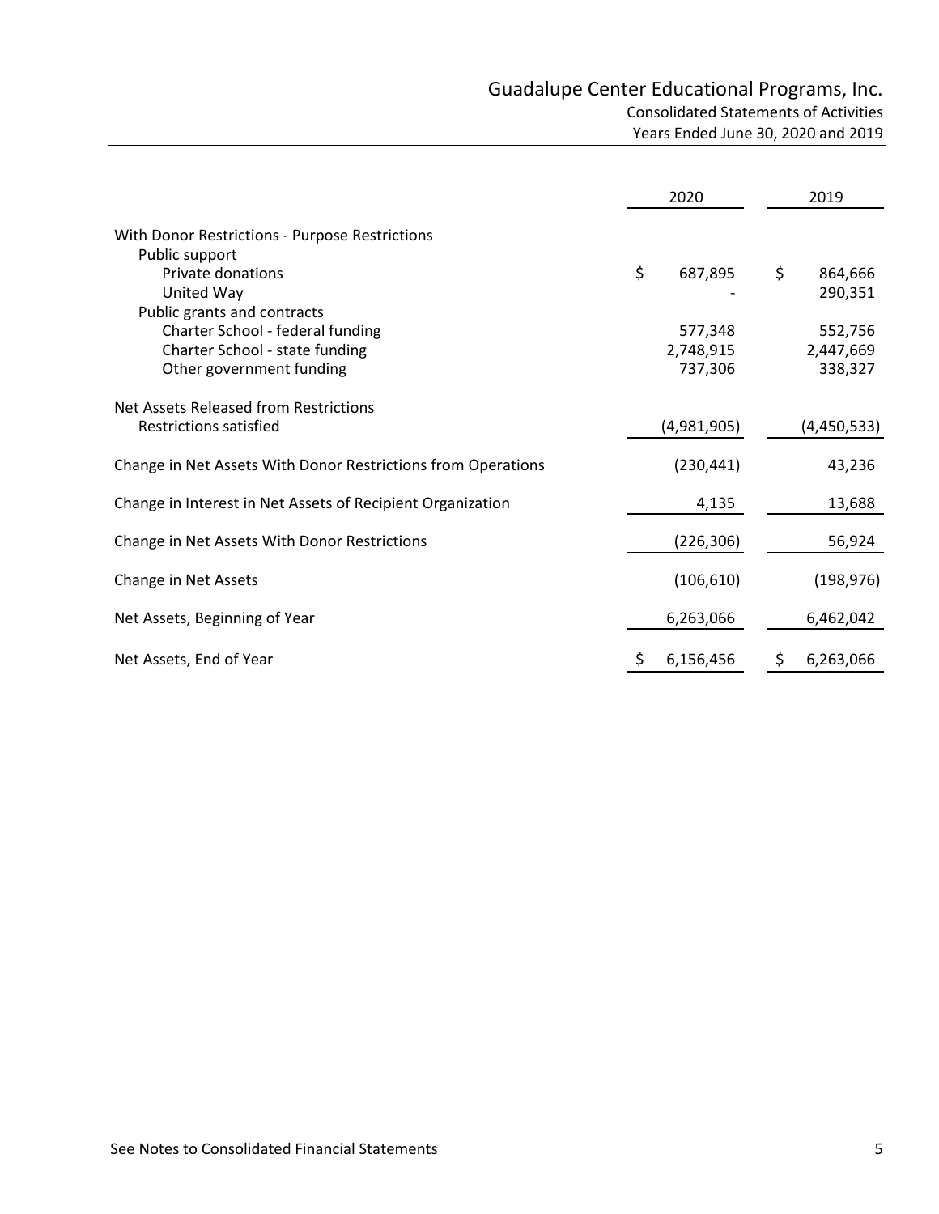# Guadalupe Center Educational Programs, Inc.

Consolidated Statements of Activities
Years Ended June 30, 2020 and 2019

| | 2020 | 2019 |
|---|---|---|
| With Donor Restrictions - Purpose Restrictions | | |
| Public support | | |
| Private donations | $ 687,895 | $ 864,666 |
| United Way | - | 290,351 |
| Public grants and contracts | | |
| Charter School - federal funding | 577,348 | 552,756 |
| Charter School - state funding | 2,748,915 | 2,447,669 |
| Other government funding | 737,306 | 338,327 |
| Net Assets Released from Restrictions | | |
| Restrictions satisfied | (4,981,905) | (4,450,533) |
| Change in Net Assets With Donor Restrictions from Operations | (230,441) | 43,236 |
| Change in Interest in Net Assets of Recipient Organization | 4,135 | 13,688 |
| Change in Net Assets With Donor Restrictions | (226,306) | 56,924 |
| Change in Net Assets | (106,610) | (198,976) |
| Net Assets, Beginning of Year | 6,263,066 | 6,462,042 |
| Net Assets, End of Year | $ 6,156,456 | $ 6,263,066 |

See Notes to Consolidated Financial Statements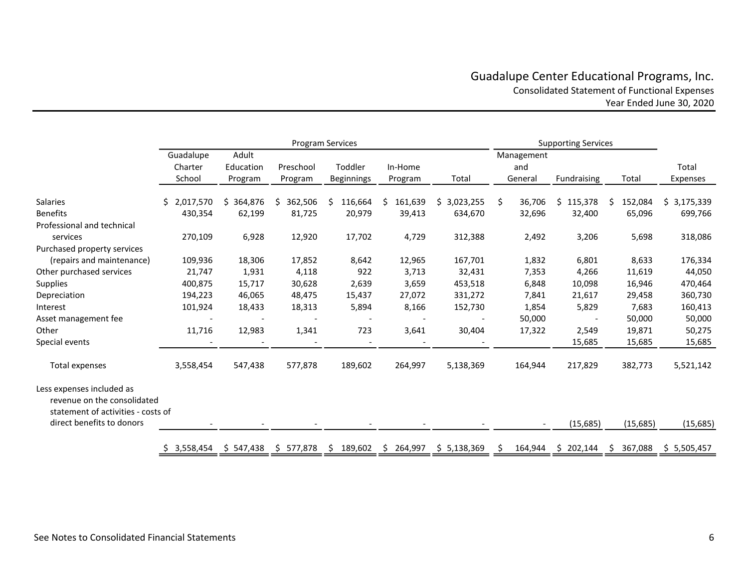# Guadalupe Center Educational Programs, Inc.

Consolidated Statement of Functional Expenses

Year Ended June 30, 2020

| | Program Services | | | | | | Supporting Services | | | |
|---|---|---|---|---|---|---|---|---|---|---|
| | Guadalupe Charter School | Adult Education Program | Preschool Program | Toddler Beginnings | In-Home Program | Total | Management and General | Fundraising | Total | Total Expenses |
| Salaries | $ 2,017,570 | $ 364,876 | $ 362,506 | $ 116,664 | $ 161,639 | $ 3,023,255 | $ 36,706 | $ 115,378 | $ 152,084 | $ 3,175,339 |
| Benefits | 430,354 | 62,199 | 81,725 | 20,979 | 39,413 | 634,670 | 32,696 | 32,400 | 65,096 | 699,766 |
| Professional and technical services | 270,109 | 6,928 | 12,920 | 17,702 | 4,729 | 312,388 | 2,492 | 3,206 | 5,698 | 318,086 |
| Purchased property services (repairs and maintenance) | 109,936 | 18,306 | 17,852 | 8,642 | 12,965 | 167,701 | 1,832 | 6,801 | 8,633 | 176,334 |
| Other purchased services | 21,747 | 1,931 | 4,118 | 922 | 3,713 | 32,431 | 7,353 | 4,266 | 11,619 | 44,050 |
| Supplies | 400,875 | 15,717 | 30,628 | 2,639 | 3,659 | 453,518 | 6,848 | 10,098 | 16,946 | 470,464 |
| Depreciation | 194,223 | 46,065 | 48,475 | 15,437 | 27,072 | 331,272 | 7,841 | 21,617 | 29,458 | 360,730 |
| Interest | 101,924 | 18,433 | 18,313 | 5,894 | 8,166 | 152,730 | 1,854 | 5,829 | 7,683 | 160,413 |
| Asset management fee | - | - | - | - | - | - | 50,000 | - | 50,000 | 50,000 |
| Other | 11,716 | 12,983 | 1,341 | 723 | 3,641 | 30,404 | 17,322 | 2,549 | 19,871 | 50,275 |
| Special events | - | - | - | - | - | - | | 15,685 | 15,685 | 15,685 |
| Total expenses | 3,558,454 | 547,438 | 577,878 | 189,602 | 264,997 | 5,138,369 | 164,944 | 217,829 | 382,773 | 5,521,142 |
| Less expenses included as revenue on the consolidated statement of activities - costs of direct benefits to donors | - | - | - | - | - | - | - | (15,685) | (15,685) | (15,685) |
| | $ 3,558,454 | $ 547,438 | $ 577,878 | $ 189,602 | $ 264,997 | $ 5,138,369 | $ 164,944 | $ 202,144 | $ 367,088 | $ 5,505,457 |

See Notes to Consolidated Financial Statements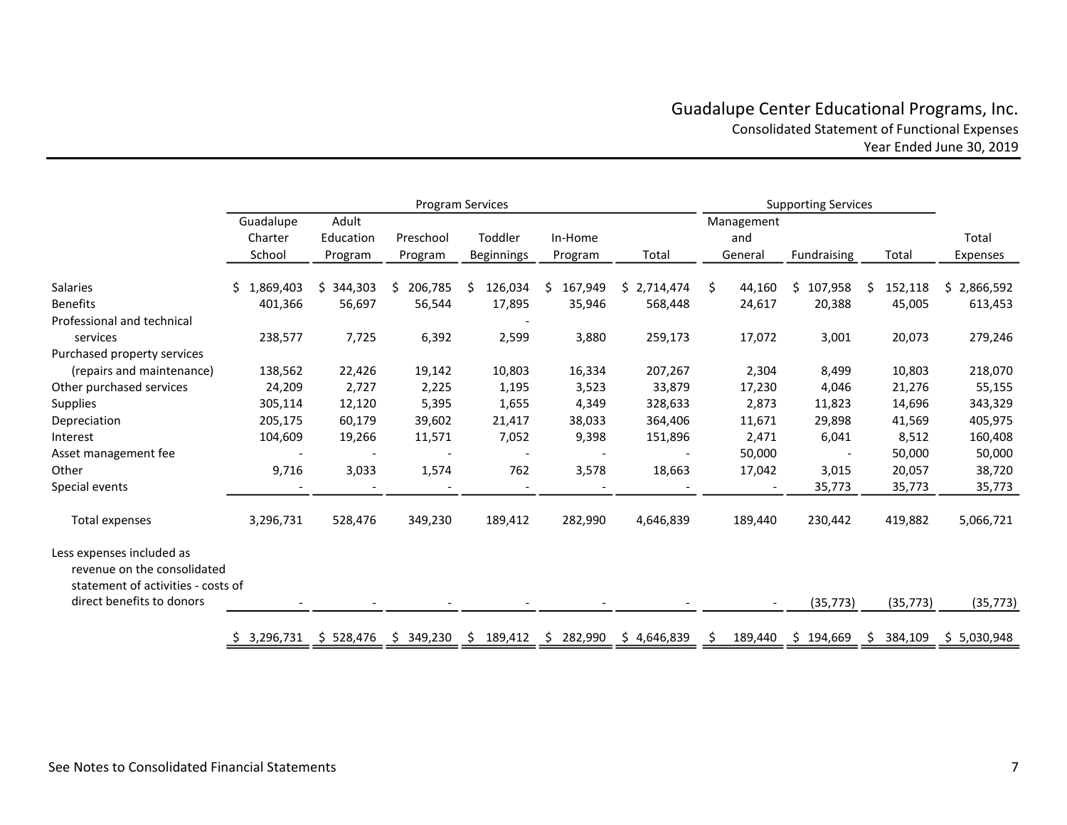# Guadalupe Center Educational Programs, Inc.

Consolidated Statement of Functional Expenses

Year Ended June 30, 2019

| | Program Services | | | | | | Supporting Services | | | |
|---|---|---|---|---|---|---|---|---|---|---|
| | Guadalupe Charter School | Adult Education Program | Preschool Program | Toddler Beginnings | In-Home Program | Total | Management and General | Fundraising | Total | Total Expenses |
| Salaries | $ 1,869,403 | $ 344,303 | $ 206,785 | $ 126,034 | $ 167,949 | $ 2,714,474 | $ 44,160 | $ 107,958 | $ 152,118 | $ 2,866,592 |
| Benefits | 401,366 | 56,697 | 56,544 | 17,895 | 35,946 | 568,448 | 24,617 | 20,388 | 45,005 | 613,453 |
| Professional and technical services | 238,577 | 7,725 | 6,392 | 2,599 | 3,880 | 259,173 | 17,072 | 3,001 | 20,073 | 279,246 |
| Purchased property services (repairs and maintenance) | 138,562 | 22,426 | 19,142 | 10,803 | 16,334 | 207,267 | 2,304 | 8,499 | 10,803 | 218,070 |
| Other purchased services | 24,209 | 2,727 | 2,225 | 1,195 | 3,523 | 33,879 | 17,230 | 4,046 | 21,276 | 55,155 |
| Supplies | 305,114 | 12,120 | 5,395 | 1,655 | 4,349 | 328,633 | 2,873 | 11,823 | 14,696 | 343,329 |
| Depreciation | 205,175 | 60,179 | 39,602 | 21,417 | 38,033 | 364,406 | 11,671 | 29,898 | 41,569 | 405,975 |
| Interest | 104,609 | 19,266 | 11,571 | 7,052 | 9,398 | 151,896 | 2,471 | 6,041 | 8,512 | 160,408 |
| Asset management fee | - | - | - | - | - | - | 50,000 | - | 50,000 | 50,000 |
| Other | 9,716 | 3,033 | 1,574 | 762 | 3,578 | 18,663 | 17,042 | 3,015 | 20,057 | 38,720 |
| Special events | - | - | - | - | - | - | - | 35,773 | 35,773 | 35,773 |
| Total expenses | 3,296,731 | 528,476 | 349,230 | 189,412 | 282,990 | 4,646,839 | 189,440 | 230,442 | 419,882 | 5,066,721 |
| Less expenses included as revenue on the consolidated statement of activities - costs of direct benefits to donors | - | - | - | - | - | - | - | (35,773) | (35,773) | (35,773) |
| | $ 3,296,731 | $ 528,476 | $ 349,230 | $ 189,412 | $ 282,990 | $ 4,646,839 | $ 189,440 | $ 194,669 | $ 384,109 | $ 5,030,948 |

See Notes to Consolidated Financial Statements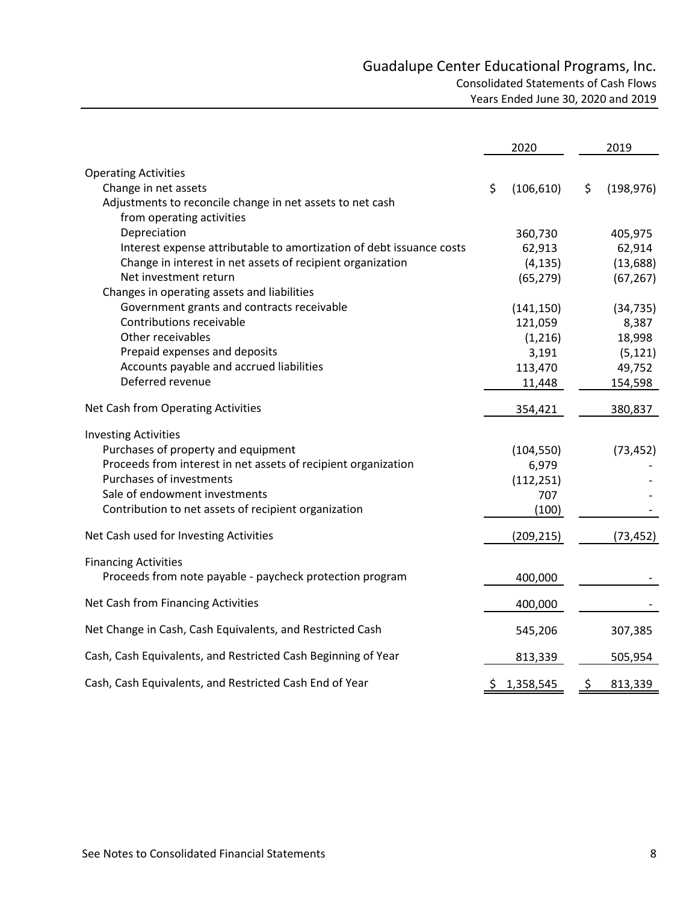# Guadalupe Center Educational Programs, Inc.

## Consolidated Statements of Cash Flows

### Years Ended June 30, 2020 and 2019

| | 2020 | 2019 |
|---|---|---|
| **Operating Activities** | | |
| Change in net assets | $ (106,610) | $ (198,976) |
| Adjustments to reconcile change in net assets to net cash from operating activities | | |
| Depreciation | 360,730 | 405,975 |
| Interest expense attributable to amortization of debt issuance costs | 62,913 | 62,914 |
| Change in interest in net assets of recipient organization | (4,135) | (13,688) |
| Net investment return | (65,279) | (67,267) |
| Changes in operating assets and liabilities | | |
| Government grants and contracts receivable | (141,150) | (34,735) |
| Contributions receivable | 121,059 | 8,387 |
| Other receivables | (1,216) | 18,998 |
| Prepaid expenses and deposits | 3,191 | (5,121) |
| Accounts payable and accrued liabilities | 113,470 | 49,752 |
| Deferred revenue | 11,448 | 154,598 |
| Net Cash from Operating Activities | 354,421 | 380,837 |
| **Investing Activities** | | |
| Purchases of property and equipment | (104,550) | (73,452) |
| Proceeds from interest in net assets of recipient organization | 6,979 | - |
| Purchases of investments | (112,251) | - |
| Sale of endowment investments | 707 | - |
| Contribution to net assets of recipient organization | (100) | - |
| Net Cash used for Investing Activities | (209,215) | (73,452) |
| **Financing Activities** | | |
| Proceeds from note payable - paycheck protection program | 400,000 | - |
| Net Cash from Financing Activities | 400,000 | - |
| Net Change in Cash, Cash Equivalents, and Restricted Cash | 545,206 | 307,385 |
| Cash, Cash Equivalents, and Restricted Cash Beginning of Year | 813,339 | 505,954 |
| Cash, Cash Equivalents, and Restricted Cash End of Year | $ 1,358,545 | $ 813,339 |

See Notes to Consolidated Financial Statements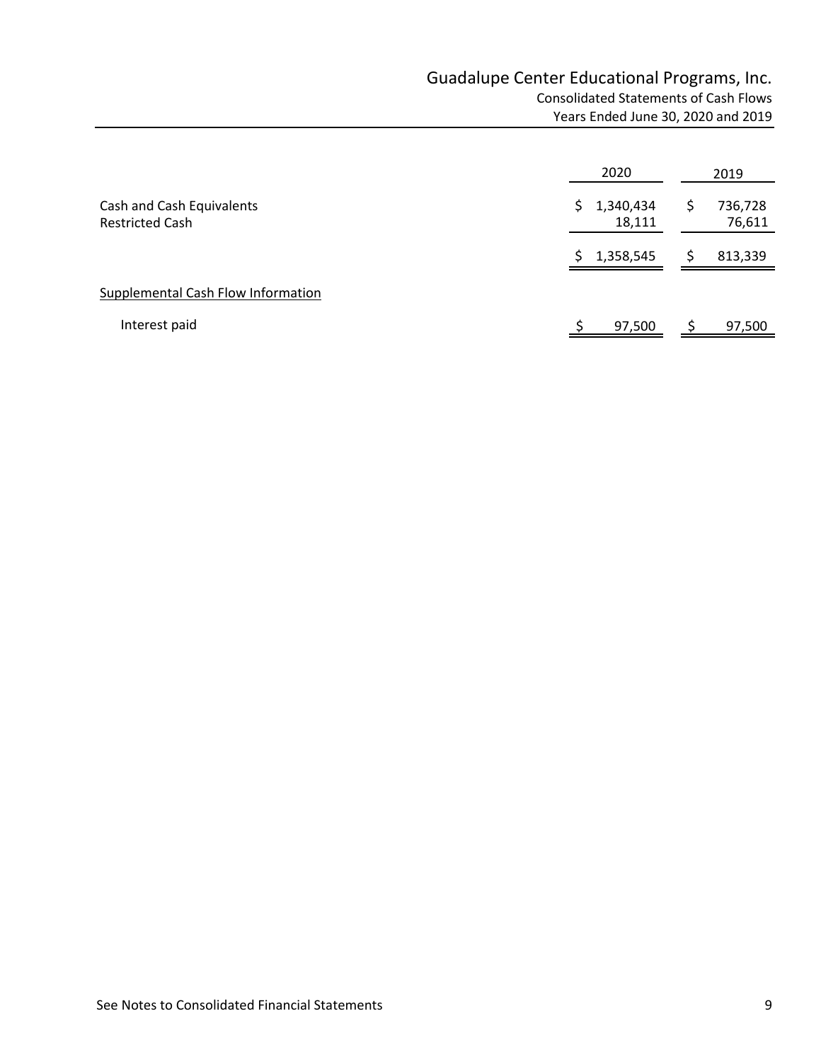# Guadalupe Center Educational Programs, Inc.

Consolidated Statements of Cash Flows

Years Ended June 30, 2020 and 2019

| | 2020 | 2019 |
|---|---|---|
| Cash and Cash Equivalents | $ 1,340,434 | $ 736,728 |
| Restricted Cash | 18,111 | 76,611 |
| | $ 1,358,545 | $ 813,339 |
| Supplemental Cash Flow Information | | |
| Interest paid | $ 97,500 | $ 97,500 |

See Notes to Consolidated Financial Statements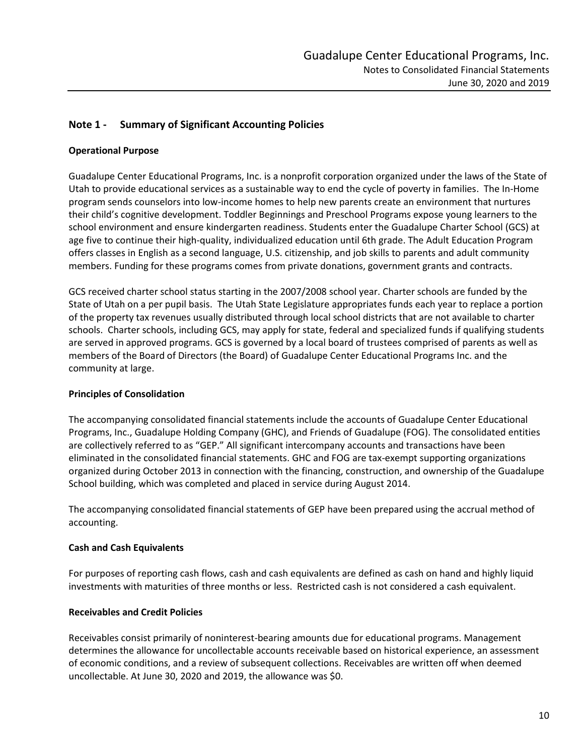## Note 1 - Summary of Significant Accounting Policies

### Operational Purpose

Guadalupe Center Educational Programs, Inc. is a nonprofit corporation organized under the laws of the State of Utah to provide educational services as a sustainable way to end the cycle of poverty in families. The In-Home program sends counselors into low-income homes to help new parents create an environment that nurtures their child's cognitive development. Toddler Beginnings and Preschool Programs expose young learners to the school environment and ensure kindergarten readiness. Students enter the Guadalupe Charter School (GCS) at age five to continue their high-quality, individualized education until 6th grade. The Adult Education Program offers classes in English as a second language, U.S. citizenship, and job skills to parents and adult community members. Funding for these programs comes from private donations, government grants and contracts.

GCS received charter school status starting in the 2007/2008 school year. Charter schools are funded by the State of Utah on a per pupil basis. The Utah State Legislature appropriates funds each year to replace a portion of the property tax revenues usually distributed through local school districts that are not available to charter schools. Charter schools, including GCS, may apply for state, federal and specialized funds if qualifying students are served in approved programs. GCS is governed by a local board of trustees comprised of parents as well as members of the Board of Directors (the Board) of Guadalupe Center Educational Programs Inc. and the community at large.

### Principles of Consolidation

The accompanying consolidated financial statements include the accounts of Guadalupe Center Educational Programs, Inc., Guadalupe Holding Company (GHC), and Friends of Guadalupe (FOG). The consolidated entities are collectively referred to as "GEP." All significant intercompany accounts and transactions have been eliminated in the consolidated financial statements. GHC and FOG are tax-exempt supporting organizations organized during October 2013 in connection with the financing, construction, and ownership of the Guadalupe School building, which was completed and placed in service during August 2014.

The accompanying consolidated financial statements of GEP have been prepared using the accrual method of accounting.

### Cash and Cash Equivalents

For purposes of reporting cash flows, cash and cash equivalents are defined as cash on hand and highly liquid investments with maturities of three months or less. Restricted cash is not considered a cash equivalent.

### Receivables and Credit Policies

Receivables consist primarily of noninterest-bearing amounts due for educational programs. Management determines the allowance for uncollectable accounts receivable based on historical experience, an assessment of economic conditions, and a review of subsequent collections. Receivables are written off when deemed uncollectable. At June 30, 2020 and 2019, the allowance was $0.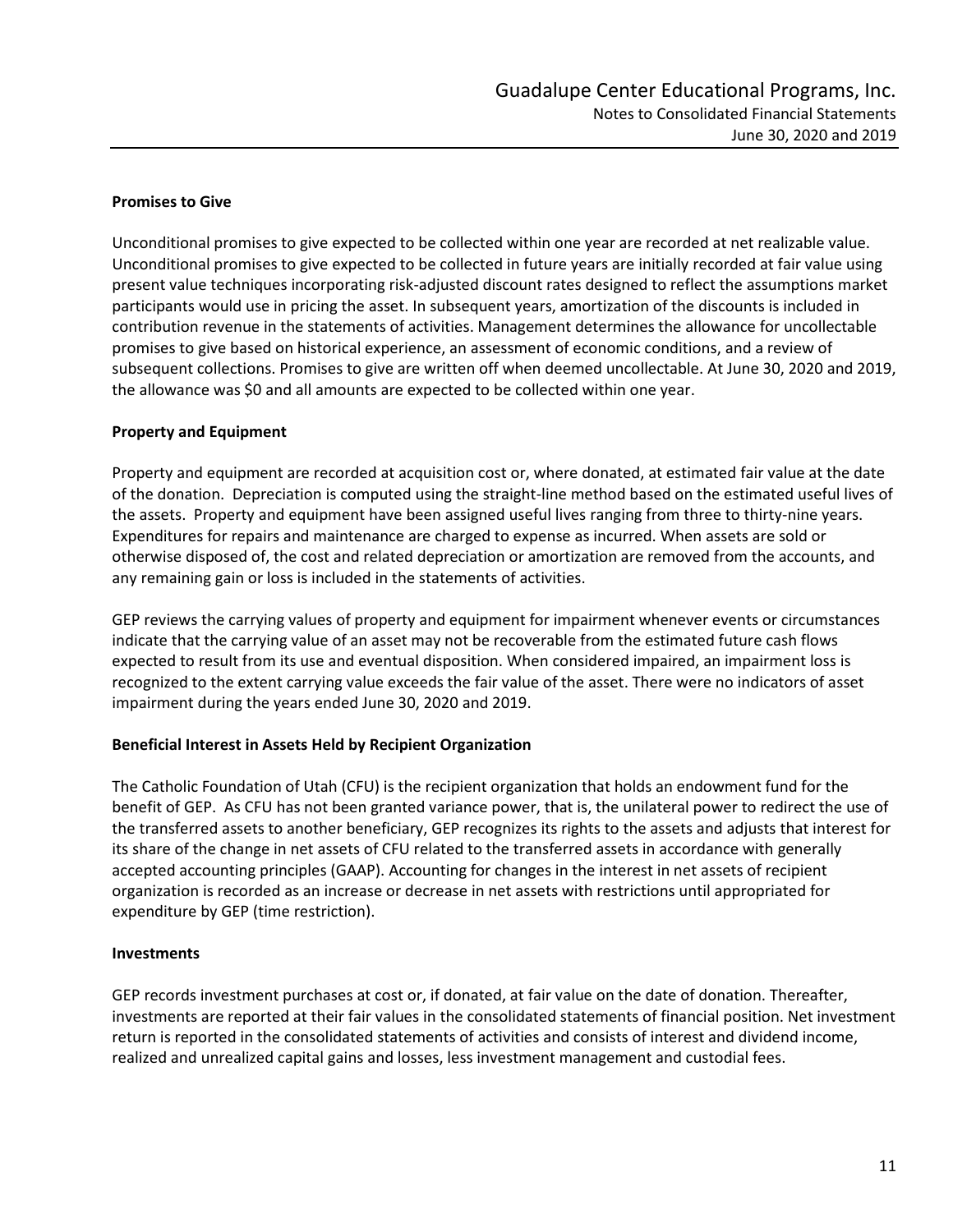### Promises to Give

Unconditional promises to give expected to be collected within one year are recorded at net realizable value. Unconditional promises to give expected to be collected in future years are initially recorded at fair value using present value techniques incorporating risk-adjusted discount rates designed to reflect the assumptions market participants would use in pricing the asset. In subsequent years, amortization of the discounts is included in contribution revenue in the statements of activities. Management determines the allowance for uncollectable promises to give based on historical experience, an assessment of economic conditions, and a review of subsequent collections. Promises to give are written off when deemed uncollectable. At June 30, 2020 and 2019, the allowance was $0 and all amounts are expected to be collected within one year.

### Property and Equipment

Property and equipment are recorded at acquisition cost or, where donated, at estimated fair value at the date of the donation. Depreciation is computed using the straight-line method based on the estimated useful lives of the assets. Property and equipment have been assigned useful lives ranging from three to thirty-nine years. Expenditures for repairs and maintenance are charged to expense as incurred. When assets are sold or otherwise disposed of, the cost and related depreciation or amortization are removed from the accounts, and any remaining gain or loss is included in the statements of activities.

GEP reviews the carrying values of property and equipment for impairment whenever events or circumstances indicate that the carrying value of an asset may not be recoverable from the estimated future cash flows expected to result from its use and eventual disposition. When considered impaired, an impairment loss is recognized to the extent carrying value exceeds the fair value of the asset. There were no indicators of asset impairment during the years ended June 30, 2020 and 2019.

### Beneficial Interest in Assets Held by Recipient Organization

The Catholic Foundation of Utah (CFU) is the recipient organization that holds an endowment fund for the benefit of GEP. As CFU has not been granted variance power, that is, the unilateral power to redirect the use of the transferred assets to another beneficiary, GEP recognizes its rights to the assets and adjusts that interest for its share of the change in net assets of CFU related to the transferred assets in accordance with generally accepted accounting principles (GAAP). Accounting for changes in the interest in net assets of recipient organization is recorded as an increase or decrease in net assets with restrictions until appropriated for expenditure by GEP (time restriction).

### Investments

GEP records investment purchases at cost or, if donated, at fair value on the date of donation. Thereafter, investments are reported at their fair values in the consolidated statements of financial position. Net investment return is reported in the consolidated statements of activities and consists of interest and dividend income, realized and unrealized capital gains and losses, less investment management and custodial fees.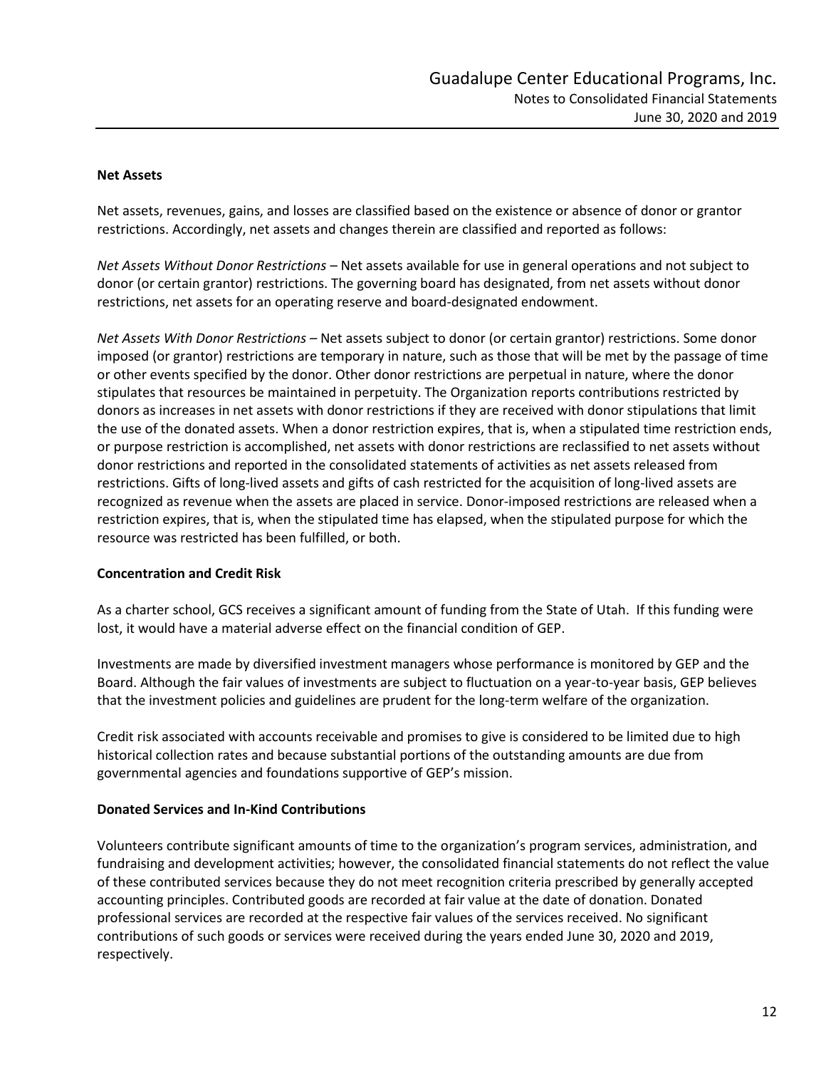**Net Assets**

Net assets, revenues, gains, and losses are classified based on the existence or absence of donor or grantor restrictions. Accordingly, net assets and changes therein are classified and reported as follows:

*Net Assets Without Donor Restrictions* – Net assets available for use in general operations and not subject to donor (or certain grantor) restrictions. The governing board has designated, from net assets without donor restrictions, net assets for an operating reserve and board-designated endowment.

*Net Assets With Donor Restrictions* – Net assets subject to donor (or certain grantor) restrictions. Some donor imposed (or grantor) restrictions are temporary in nature, such as those that will be met by the passage of time or other events specified by the donor. Other donor restrictions are perpetual in nature, where the donor stipulates that resources be maintained in perpetuity. The Organization reports contributions restricted by donors as increases in net assets with donor restrictions if they are received with donor stipulations that limit the use of the donated assets. When a donor restriction expires, that is, when a stipulated time restriction ends, or purpose restriction is accomplished, net assets with donor restrictions are reclassified to net assets without donor restrictions and reported in the consolidated statements of activities as net assets released from restrictions. Gifts of long-lived assets and gifts of cash restricted for the acquisition of long-lived assets are recognized as revenue when the assets are placed in service. Donor-imposed restrictions are released when a restriction expires, that is, when the stipulated time has elapsed, when the stipulated purpose for which the resource was restricted has been fulfilled, or both.

**Concentration and Credit Risk**

As a charter school, GCS receives a significant amount of funding from the State of Utah. If this funding were lost, it would have a material adverse effect on the financial condition of GEP.

Investments are made by diversified investment managers whose performance is monitored by GEP and the Board. Although the fair values of investments are subject to fluctuation on a year-to-year basis, GEP believes that the investment policies and guidelines are prudent for the long-term welfare of the organization.

Credit risk associated with accounts receivable and promises to give is considered to be limited due to high historical collection rates and because substantial portions of the outstanding amounts are due from governmental agencies and foundations supportive of GEP's mission.

**Donated Services and In-Kind Contributions**

Volunteers contribute significant amounts of time to the organization's program services, administration, and fundraising and development activities; however, the consolidated financial statements do not reflect the value of these contributed services because they do not meet recognition criteria prescribed by generally accepted accounting principles. Contributed goods are recorded at fair value at the date of donation. Donated professional services are recorded at the respective fair values of the services received. No significant contributions of such goods or services were received during the years ended June 30, 2020 and 2019, respectively.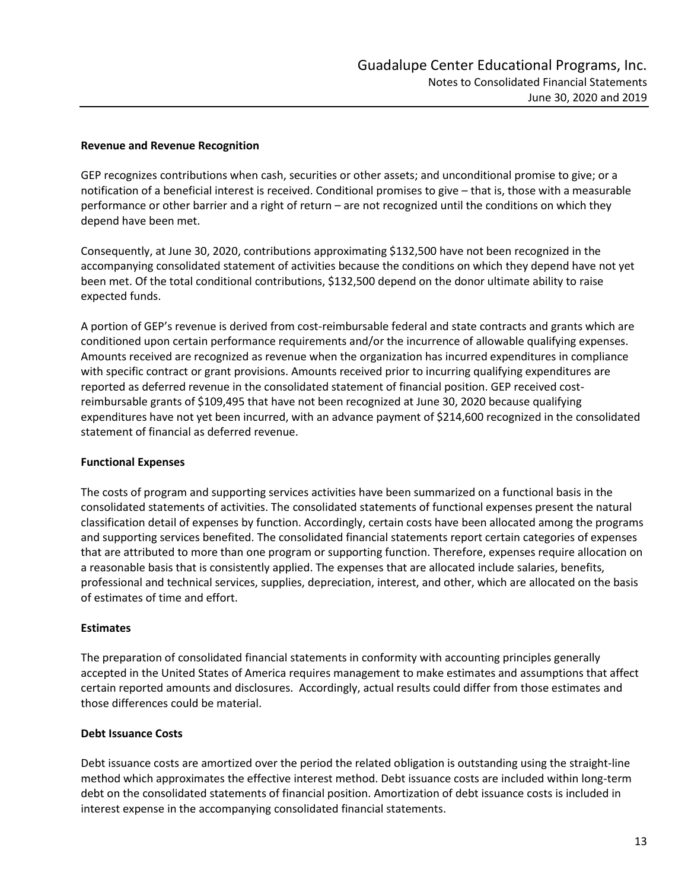**Revenue and Revenue Recognition**

GEP recognizes contributions when cash, securities or other assets; and unconditional promise to give; or a notification of a beneficial interest is received. Conditional promises to give – that is, those with a measurable performance or other barrier and a right of return – are not recognized until the conditions on which they depend have been met.

Consequently, at June 30, 2020, contributions approximating \$132,500 have not been recognized in the accompanying consolidated statement of activities because the conditions on which they depend have not yet been met. Of the total conditional contributions, \$132,500 depend on the donor ultimate ability to raise expected funds.

A portion of GEP's revenue is derived from cost-reimbursable federal and state contracts and grants which are conditioned upon certain performance requirements and/or the incurrence of allowable qualifying expenses. Amounts received are recognized as revenue when the organization has incurred expenditures in compliance with specific contract or grant provisions. Amounts received prior to incurring qualifying expenditures are reported as deferred revenue in the consolidated statement of financial position. GEP received cost-reimbursable grants of \$109,495 that have not been recognized at June 30, 2020 because qualifying expenditures have not yet been incurred, with an advance payment of \$214,600 recognized in the consolidated statement of financial as deferred revenue.

**Functional Expenses**

The costs of program and supporting services activities have been summarized on a functional basis in the consolidated statements of activities. The consolidated statements of functional expenses present the natural classification detail of expenses by function. Accordingly, certain costs have been allocated among the programs and supporting services benefited. The consolidated financial statements report certain categories of expenses that are attributed to more than one program or supporting function. Therefore, expenses require allocation on a reasonable basis that is consistently applied. The expenses that are allocated include salaries, benefits, professional and technical services, supplies, depreciation, interest, and other, which are allocated on the basis of estimates of time and effort.

**Estimates**

The preparation of consolidated financial statements in conformity with accounting principles generally accepted in the United States of America requires management to make estimates and assumptions that affect certain reported amounts and disclosures. Accordingly, actual results could differ from those estimates and those differences could be material.

**Debt Issuance Costs**

Debt issuance costs are amortized over the period the related obligation is outstanding using the straight-line method which approximates the effective interest method. Debt issuance costs are included within long-term debt on the consolidated statements of financial position. Amortization of debt issuance costs is included in interest expense in the accompanying consolidated financial statements.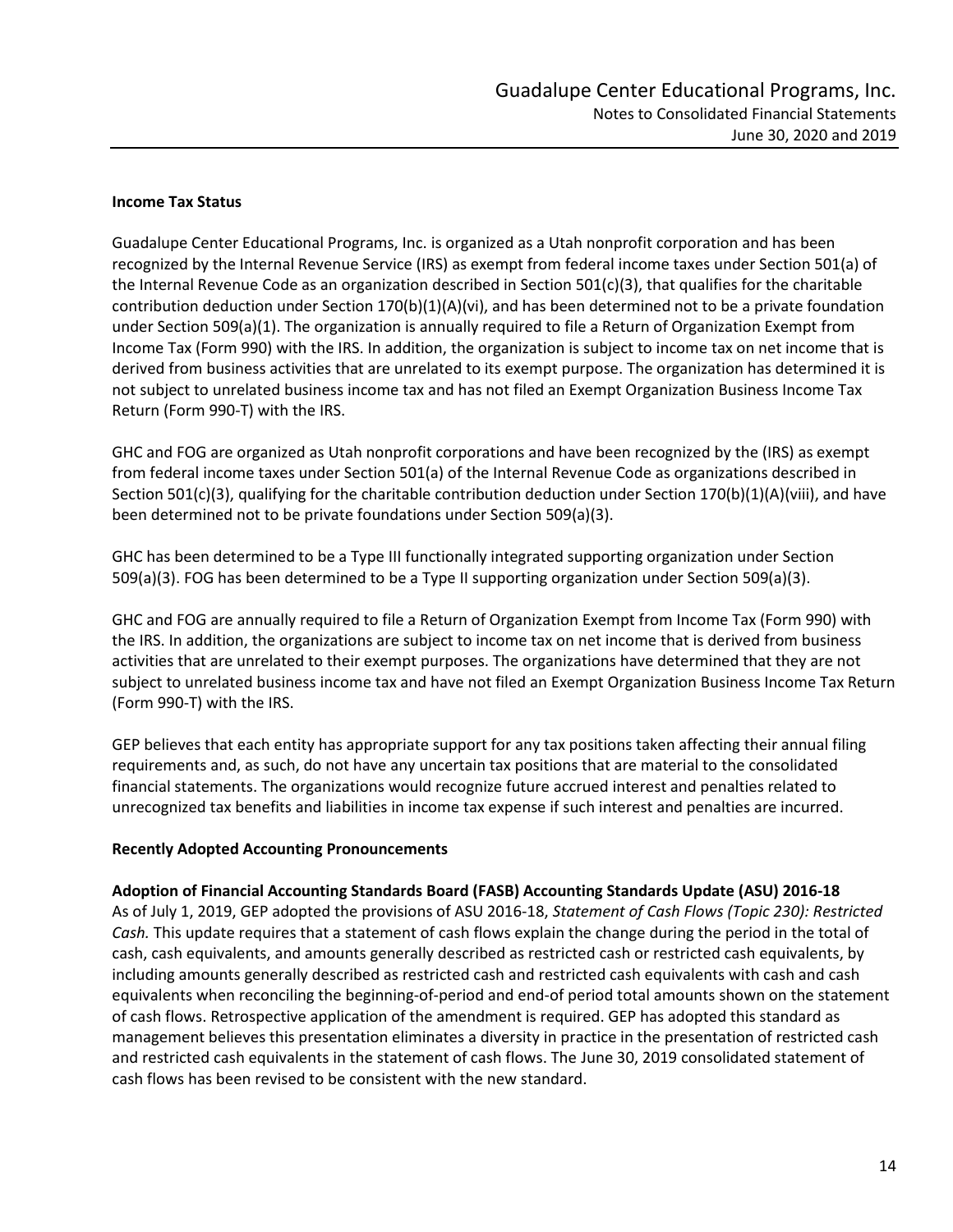**Income Tax Status**

Guadalupe Center Educational Programs, Inc. is organized as a Utah nonprofit corporation and has been recognized by the Internal Revenue Service (IRS) as exempt from federal income taxes under Section 501(a) of the Internal Revenue Code as an organization described in Section 501(c)(3), that qualifies for the charitable contribution deduction under Section 170(b)(1)(A)(vi), and has been determined not to be a private foundation under Section 509(a)(1). The organization is annually required to file a Return of Organization Exempt from Income Tax (Form 990) with the IRS. In addition, the organization is subject to income tax on net income that is derived from business activities that are unrelated to its exempt purpose. The organization has determined it is not subject to unrelated business income tax and has not filed an Exempt Organization Business Income Tax Return (Form 990-T) with the IRS.

GHC and FOG are organized as Utah nonprofit corporations and have been recognized by the (IRS) as exempt from federal income taxes under Section 501(a) of the Internal Revenue Code as organizations described in Section 501(c)(3), qualifying for the charitable contribution deduction under Section 170(b)(1)(A)(viii), and have been determined not to be private foundations under Section 509(a)(3).

GHC has been determined to be a Type III functionally integrated supporting organization under Section 509(a)(3). FOG has been determined to be a Type II supporting organization under Section 509(a)(3).

GHC and FOG are annually required to file a Return of Organization Exempt from Income Tax (Form 990) with the IRS. In addition, the organizations are subject to income tax on net income that is derived from business activities that are unrelated to their exempt purposes. The organizations have determined that they are not subject to unrelated business income tax and have not filed an Exempt Organization Business Income Tax Return (Form 990-T) with the IRS.

GEP believes that each entity has appropriate support for any tax positions taken affecting their annual filing requirements and, as such, do not have any uncertain tax positions that are material to the consolidated financial statements. The organizations would recognize future accrued interest and penalties related to unrecognized tax benefits and liabilities in income tax expense if such interest and penalties are incurred.

**Recently Adopted Accounting Pronouncements**

**Adoption of Financial Accounting Standards Board (FASB) Accounting Standards Update (ASU) 2016-18**
As of July 1, 2019, GEP adopted the provisions of ASU 2016-18, *Statement of Cash Flows (Topic 230): Restricted Cash.* This update requires that a statement of cash flows explain the change during the period in the total of cash, cash equivalents, and amounts generally described as restricted cash or restricted cash equivalents, by including amounts generally described as restricted cash and restricted cash equivalents with cash and cash equivalents when reconciling the beginning-of-period and end-of period total amounts shown on the statement of cash flows. Retrospective application of the amendment is required. GEP has adopted this standard as management believes this presentation eliminates a diversity in practice in the presentation of restricted cash and restricted cash equivalents in the statement of cash flows. The June 30, 2019 consolidated statement of cash flows has been revised to be consistent with the new standard.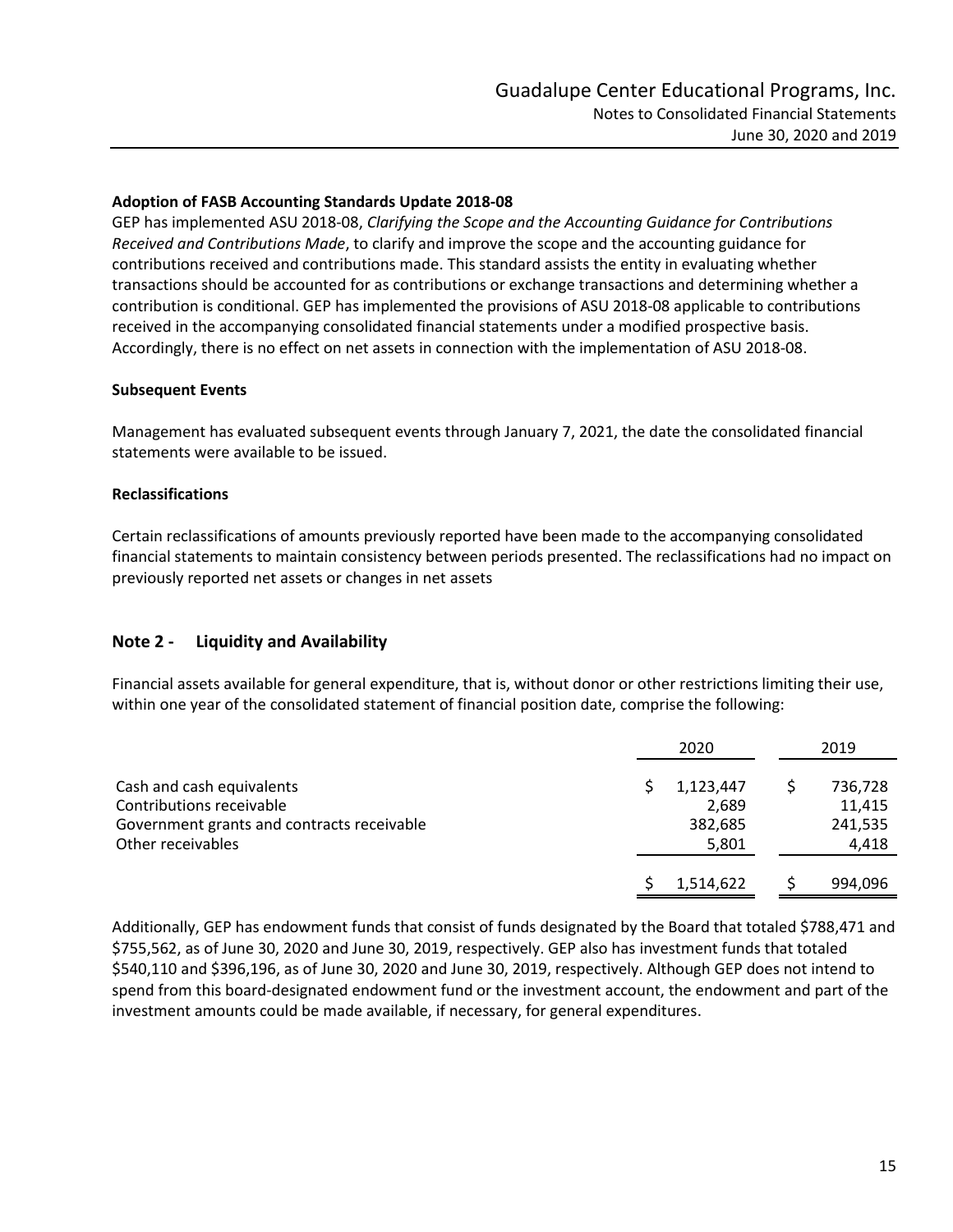### Adoption of FASB Accounting Standards Update 2018-08

GEP has implemented ASU 2018-08, *Clarifying the Scope and the Accounting Guidance for Contributions Received and Contributions Made*, to clarify and improve the scope and the accounting guidance for contributions received and contributions made. This standard assists the entity in evaluating whether transactions should be accounted for as contributions or exchange transactions and determining whether a contribution is conditional. GEP has implemented the provisions of ASU 2018-08 applicable to contributions received in the accompanying consolidated financial statements under a modified prospective basis. Accordingly, there is no effect on net assets in connection with the implementation of ASU 2018-08.

### Subsequent Events

Management has evaluated subsequent events through January 7, 2021, the date the consolidated financial statements were available to be issued.

### Reclassifications

Certain reclassifications of amounts previously reported have been made to the accompanying consolidated financial statements to maintain consistency between periods presented. The reclassifications had no impact on previously reported net assets or changes in net assets

## Note 2 - Liquidity and Availability

Financial assets available for general expenditure, that is, without donor or other restrictions limiting their use, within one year of the consolidated statement of financial position date, comprise the following:

| | 2020 | 2019 |
|---|---|---|
| Cash and cash equivalents | $ 1,123,447 | $ 736,728 |
| Contributions receivable | 2,689 | 11,415 |
| Government grants and contracts receivable | 382,685 | 241,535 |
| Other receivables | 5,801 | 4,418 |
| | $ 1,514,622 | $ 994,096 |

Additionally, GEP has endowment funds that consist of funds designated by the Board that totaled $788,471 and $755,562, as of June 30, 2020 and June 30, 2019, respectively. GEP also has investment funds that totaled $540,110 and $396,196, as of June 30, 2020 and June 30, 2019, respectively. Although GEP does not intend to spend from this board-designated endowment fund or the investment account, the endowment and part of the investment amounts could be made available, if necessary, for general expenditures.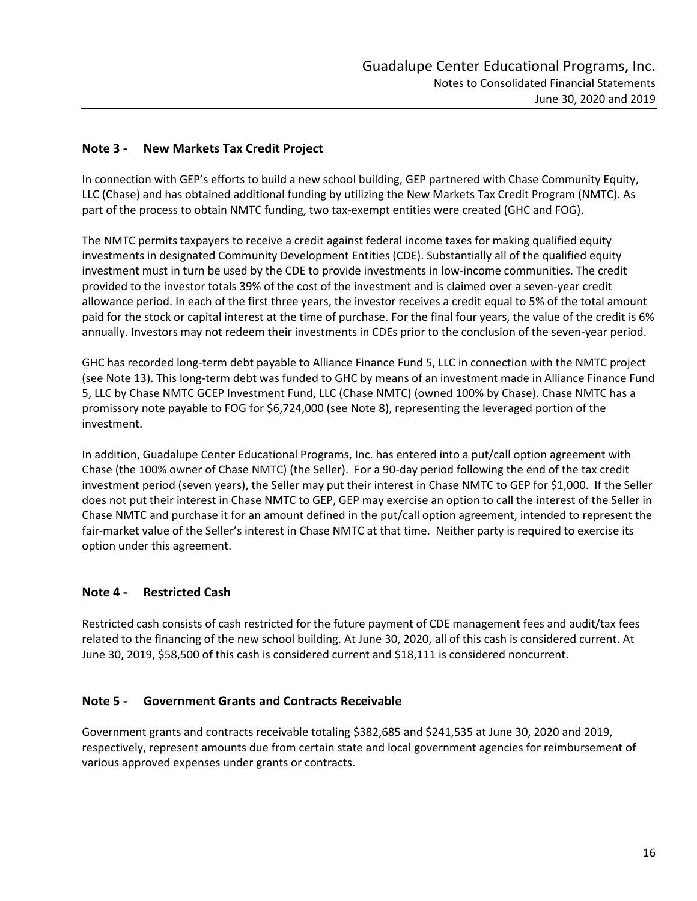## Note 3 - New Markets Tax Credit Project

In connection with GEP's efforts to build a new school building, GEP partnered with Chase Community Equity, LLC (Chase) and has obtained additional funding by utilizing the New Markets Tax Credit Program (NMTC). As part of the process to obtain NMTC funding, two tax-exempt entities were created (GHC and FOG).

The NMTC permits taxpayers to receive a credit against federal income taxes for making qualified equity investments in designated Community Development Entities (CDE). Substantially all of the qualified equity investment must in turn be used by the CDE to provide investments in low-income communities. The credit provided to the investor totals 39% of the cost of the investment and is claimed over a seven-year credit allowance period. In each of the first three years, the investor receives a credit equal to 5% of the total amount paid for the stock or capital interest at the time of purchase. For the final four years, the value of the credit is 6% annually. Investors may not redeem their investments in CDEs prior to the conclusion of the seven-year period.

GHC has recorded long-term debt payable to Alliance Finance Fund 5, LLC in connection with the NMTC project (see Note 13). This long-term debt was funded to GHC by means of an investment made in Alliance Finance Fund 5, LLC by Chase NMTC GCEP Investment Fund, LLC (Chase NMTC) (owned 100% by Chase). Chase NMTC has a promissory note payable to FOG for $6,724,000 (see Note 8), representing the leveraged portion of the investment.

In addition, Guadalupe Center Educational Programs, Inc. has entered into a put/call option agreement with Chase (the 100% owner of Chase NMTC) (the Seller). For a 90-day period following the end of the tax credit investment period (seven years), the Seller may put their interest in Chase NMTC to GEP for $1,000. If the Seller does not put their interest in Chase NMTC to GEP, GEP may exercise an option to call the interest of the Seller in Chase NMTC and purchase it for an amount defined in the put/call option agreement, intended to represent the fair-market value of the Seller's interest in Chase NMTC at that time. Neither party is required to exercise its option under this agreement.

## Note 4 - Restricted Cash

Restricted cash consists of cash restricted for the future payment of CDE management fees and audit/tax fees related to the financing of the new school building. At June 30, 2020, all of this cash is considered current. At June 30, 2019, $58,500 of this cash is considered current and $18,111 is considered noncurrent.

## Note 5 - Government Grants and Contracts Receivable

Government grants and contracts receivable totaling $382,685 and $241,535 at June 30, 2020 and 2019, respectively, represent amounts due from certain state and local government agencies for reimbursement of various approved expenses under grants or contracts.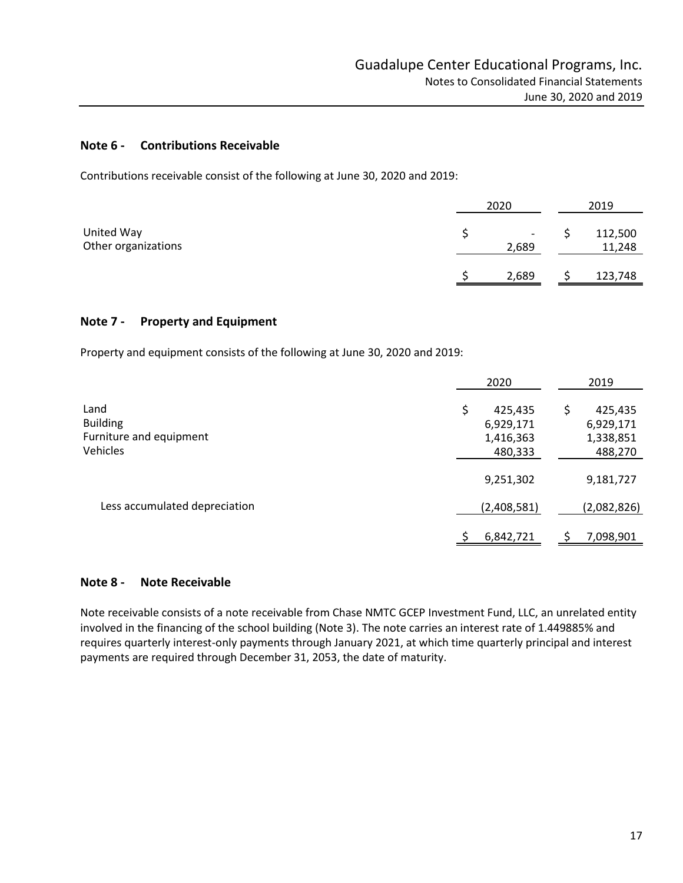## Note 6 - Contributions Receivable

Contributions receivable consist of the following at June 30, 2020 and 2019:

| | 2020 | 2019 |
|---|---|---|
| United Way | $ - | $ 112,500 |
| Other organizations | 2,689 | 11,248 |
| | $ 2,689 | $ 123,748 |

## Note 7 - Property and Equipment

Property and equipment consists of the following at June 30, 2020 and 2019:

| | 2020 | 2019 |
|---|---|---|
| Land | $ 425,435 | $ 425,435 |
| Building | 6,929,171 | 6,929,171 |
| Furniture and equipment | 1,416,363 | 1,338,851 |
| Vehicles | 480,333 | 488,270 |
| | 9,251,302 | 9,181,727 |
| Less accumulated depreciation | (2,408,581) | (2,082,826) |
| | $ 6,842,721 | $ 7,098,901 |

## Note 8 - Note Receivable

Note receivable consists of a note receivable from Chase NMTC GCEP Investment Fund, LLC, an unrelated entity involved in the financing of the school building (Note 3). The note carries an interest rate of 1.449885% and requires quarterly interest-only payments through January 2021, at which time quarterly principal and interest payments are required through December 31, 2053, the date of maturity.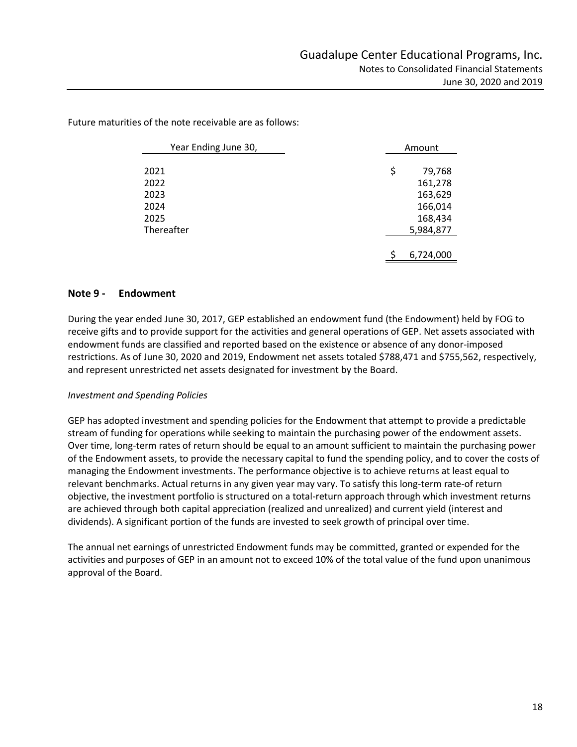Future maturities of the note receivable are as follows:

| Year Ending June 30, | Amount |
|---|---|
| 2021 | $ 79,768 |
| 2022 | 161,278 |
| 2023 | 163,629 |
| 2024 | 166,014 |
| 2025 | 168,434 |
| Thereafter | 5,984,877 |
| | $ 6,724,000 |

## Note 9 - Endowment

During the year ended June 30, 2017, GEP established an endowment fund (the Endowment) held by FOG to receive gifts and to provide support for the activities and general operations of GEP. Net assets associated with endowment funds are classified and reported based on the existence or absence of any donor-imposed restrictions. As of June 30, 2020 and 2019, Endowment net assets totaled $788,471 and $755,562, respectively, and represent unrestricted net assets designated for investment by the Board.

*Investment and Spending Policies*

GEP has adopted investment and spending policies for the Endowment that attempt to provide a predictable stream of funding for operations while seeking to maintain the purchasing power of the endowment assets. Over time, long-term rates of return should be equal to an amount sufficient to maintain the purchasing power of the Endowment assets, to provide the necessary capital to fund the spending policy, and to cover the costs of managing the Endowment investments. The performance objective is to achieve returns at least equal to relevant benchmarks. Actual returns in any given year may vary. To satisfy this long-term rate-of return objective, the investment portfolio is structured on a total-return approach through which investment returns are achieved through both capital appreciation (realized and unrealized) and current yield (interest and dividends). A significant portion of the funds are invested to seek growth of principal over time.

The annual net earnings of unrestricted Endowment funds may be committed, granted or expended for the activities and purposes of GEP in an amount not to exceed 10% of the total value of the fund upon unanimous approval of the Board.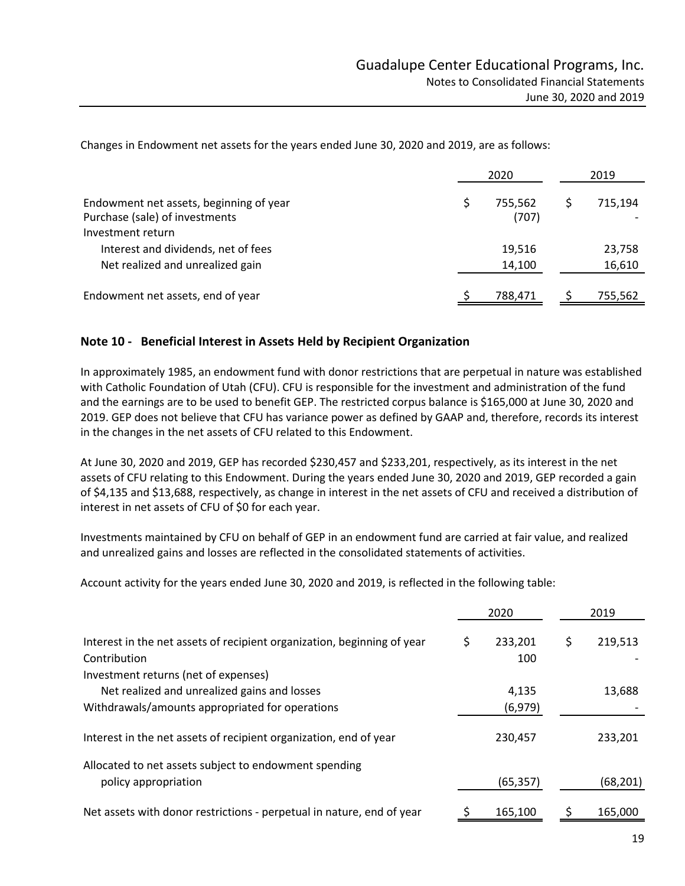Changes in Endowment net assets for the years ended June 30, 2020 and 2019, are as follows:

| | 2020 | 2019 |
|---|---|---|
| Endowment net assets, beginning of year | $ 755,562 | $ 715,194 |
| Purchase (sale) of investments | (707) | - |
| Investment return | | |
| Interest and dividends, net of fees | 19,516 | 23,758 |
| Net realized and unrealized gain | 14,100 | 16,610 |
| Endowment net assets, end of year | $ 788,471 | $ 755,562 |

## Note 10 - Beneficial Interest in Assets Held by Recipient Organization

In approximately 1985, an endowment fund with donor restrictions that are perpetual in nature was established with Catholic Foundation of Utah (CFU). CFU is responsible for the investment and administration of the fund and the earnings are to be used to benefit GEP. The restricted corpus balance is $165,000 at June 30, 2020 and 2019. GEP does not believe that CFU has variance power as defined by GAAP and, therefore, records its interest in the changes in the net assets of CFU related to this Endowment.

At June 30, 2020 and 2019, GEP has recorded $230,457 and $233,201, respectively, as its interest in the net assets of CFU relating to this Endowment. During the years ended June 30, 2020 and 2019, GEP recorded a gain of $4,135 and $13,688, respectively, as change in interest in the net assets of CFU and received a distribution of interest in net assets of CFU of $0 for each year.

Investments maintained by CFU on behalf of GEP in an endowment fund are carried at fair value, and realized and unrealized gains and losses are reflected in the consolidated statements of activities.

Account activity for the years ended June 30, 2020 and 2019, is reflected in the following table:

| | 2020 | 2019 |
|---|---|---|
| Interest in the net assets of recipient organization, beginning of year | $ 233,201 | $ 219,513 |
| Contribution | 100 | - |
| Investment returns (net of expenses) | | |
| Net realized and unrealized gains and losses | 4,135 | 13,688 |
| Withdrawals/amounts appropriated for operations | (6,979) | - |
| Interest in the net assets of recipient organization, end of year | 230,457 | 233,201 |
| Allocated to net assets subject to endowment spending policy appropriation | (65,357) | (68,201) |
| Net assets with donor restrictions - perpetual in nature, end of year | $ 165,100 | $ 165,000 |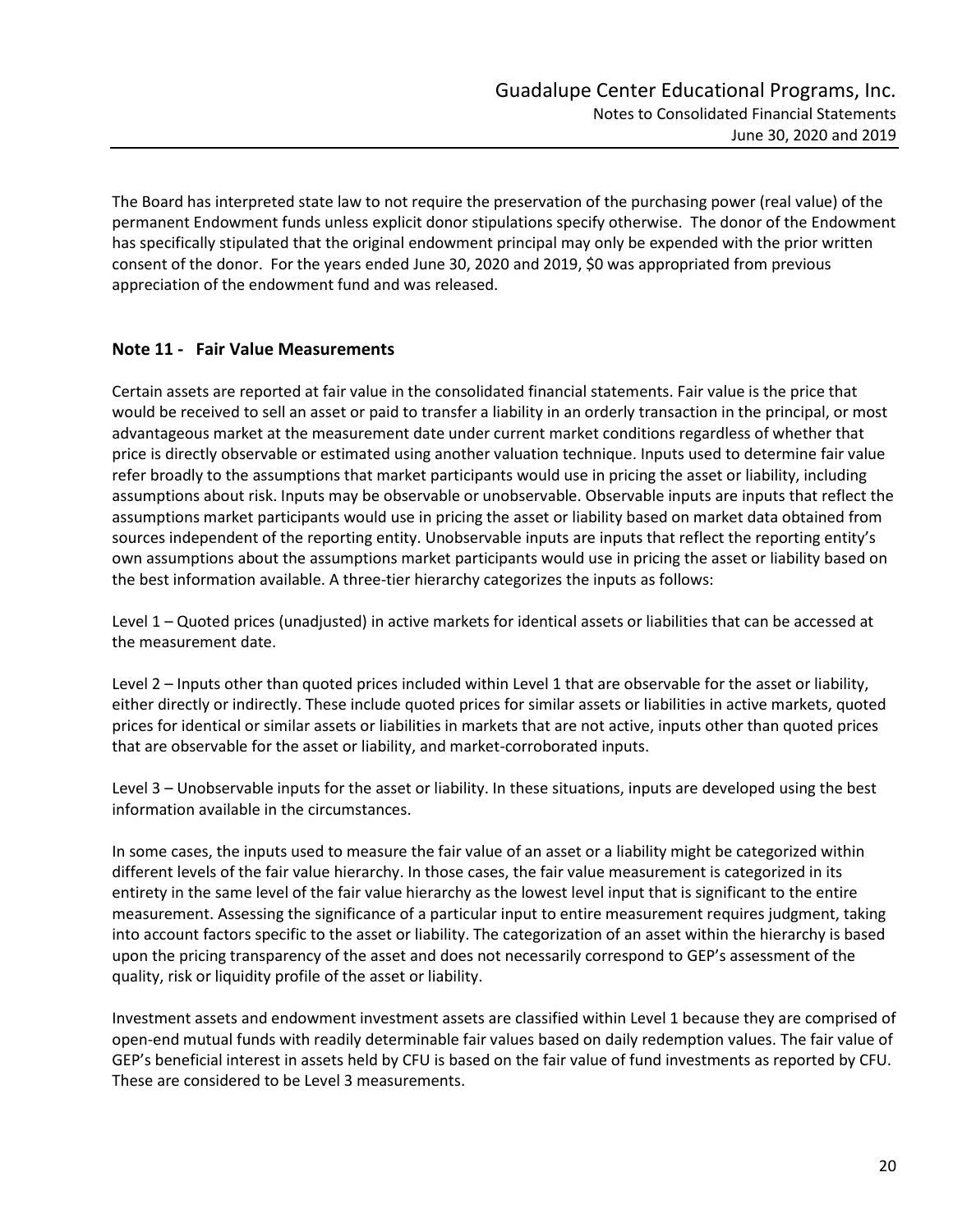The Board has interpreted state law to not require the preservation of the purchasing power (real value) of the permanent Endowment funds unless explicit donor stipulations specify otherwise. The donor of the Endowment has specifically stipulated that the original endowment principal may only be expended with the prior written consent of the donor. For the years ended June 30, 2020 and 2019, $0 was appropriated from previous appreciation of the endowment fund and was released.

## Note 11 - Fair Value Measurements

Certain assets are reported at fair value in the consolidated financial statements. Fair value is the price that would be received to sell an asset or paid to transfer a liability in an orderly transaction in the principal, or most advantageous market at the measurement date under current market conditions regardless of whether that price is directly observable or estimated using another valuation technique. Inputs used to determine fair value refer broadly to the assumptions that market participants would use in pricing the asset or liability, including assumptions about risk. Inputs may be observable or unobservable. Observable inputs are inputs that reflect the assumptions market participants would use in pricing the asset or liability based on market data obtained from sources independent of the reporting entity. Unobservable inputs are inputs that reflect the reporting entity's own assumptions about the assumptions market participants would use in pricing the asset or liability based on the best information available. A three-tier hierarchy categorizes the inputs as follows:

Level 1 – Quoted prices (unadjusted) in active markets for identical assets or liabilities that can be accessed at the measurement date.

Level 2 – Inputs other than quoted prices included within Level 1 that are observable for the asset or liability, either directly or indirectly. These include quoted prices for similar assets or liabilities in active markets, quoted prices for identical or similar assets or liabilities in markets that are not active, inputs other than quoted prices that are observable for the asset or liability, and market-corroborated inputs.

Level 3 – Unobservable inputs for the asset or liability. In these situations, inputs are developed using the best information available in the circumstances.

In some cases, the inputs used to measure the fair value of an asset or a liability might be categorized within different levels of the fair value hierarchy. In those cases, the fair value measurement is categorized in its entirety in the same level of the fair value hierarchy as the lowest level input that is significant to the entire measurement. Assessing the significance of a particular input to entire measurement requires judgment, taking into account factors specific to the asset or liability. The categorization of an asset within the hierarchy is based upon the pricing transparency of the asset and does not necessarily correspond to GEP's assessment of the quality, risk or liquidity profile of the asset or liability.

Investment assets and endowment investment assets are classified within Level 1 because they are comprised of open-end mutual funds with readily determinable fair values based on daily redemption values. The fair value of GEP's beneficial interest in assets held by CFU is based on the fair value of fund investments as reported by CFU. These are considered to be Level 3 measurements.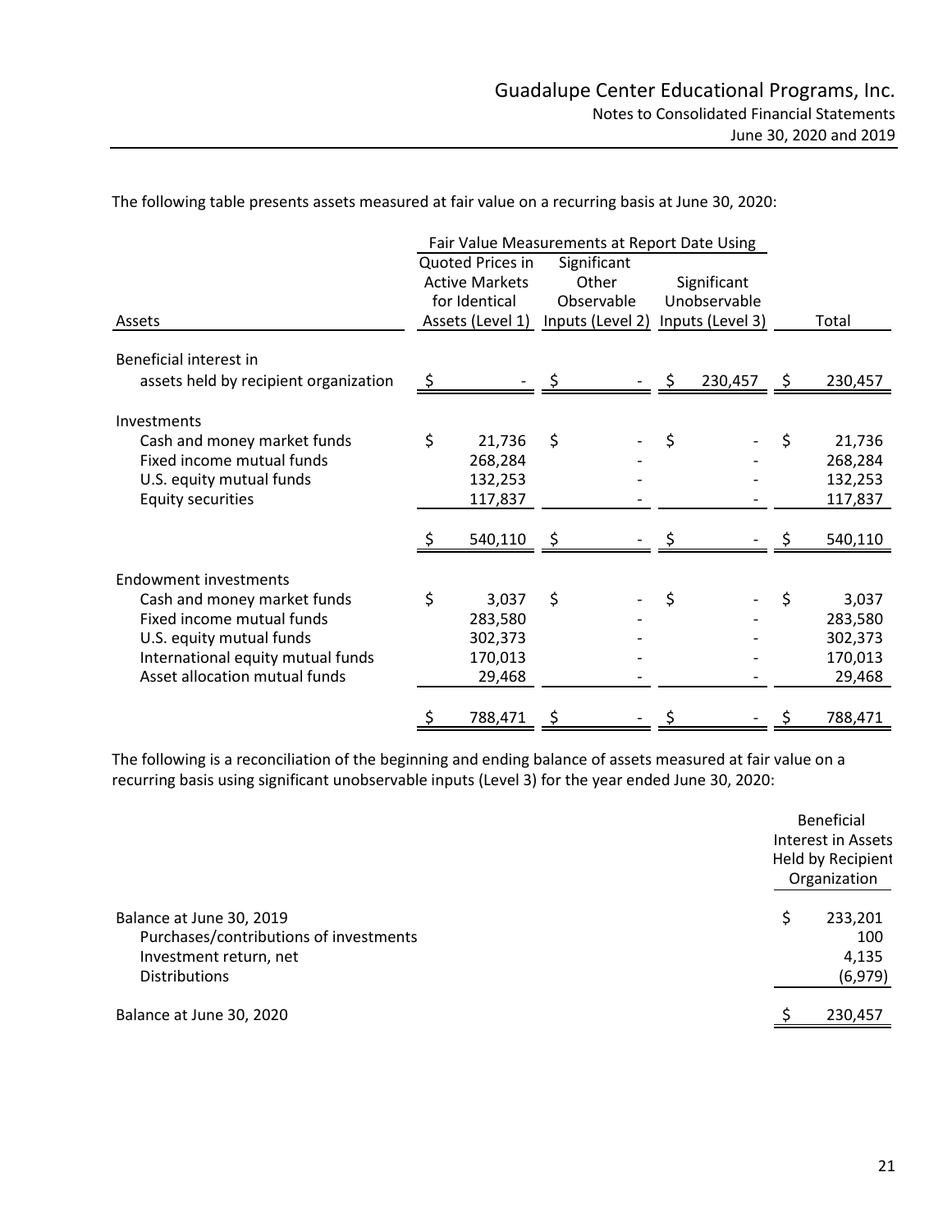The following table presents assets measured at fair value on a recurring basis at June 30, 2020:

| | Fair Value Measurements at Report Date Using | | | |
|---|---|---|---|---|
| Assets | Quoted Prices in Active Markets for Identical Assets (Level 1) | Significant Other Observable Inputs (Level 2) | Significant Unobservable Inputs (Level 3) | Total |
| Beneficial interest in assets held by recipient organization | $ - | $ - | $ 230,457 | $ 230,457 |
| **Investments** | | | | |
| Cash and money market funds | $ 21,736 | $ - | $ - | $ 21,736 |
| Fixed income mutual funds | 268,284 | - | - | 268,284 |
| U.S. equity mutual funds | 132,253 | - | - | 132,253 |
| Equity securities | 117,837 | - | - | 117,837 |
| | $ 540,110 | $ - | $ - | $ 540,110 |
| **Endowment investments** | | | | |
| Cash and money market funds | $ 3,037 | $ - | $ - | $ 3,037 |
| Fixed income mutual funds | 283,580 | - | - | 283,580 |
| U.S. equity mutual funds | 302,373 | - | - | 302,373 |
| International equity mutual funds | 170,013 | - | - | 170,013 |
| Asset allocation mutual funds | 29,468 | - | - | 29,468 |
| | $ 788,471 | $ - | $ - | $ 788,471 |

The following is a reconciliation of the beginning and ending balance of assets measured at fair value on a recurring basis using significant unobservable inputs (Level 3) for the year ended June 30, 2020:

| | Beneficial Interest in Assets Held by Recipient Organization |
|---|---|
| Balance at June 30, 2019 | $ 233,201 |
| Purchases/contributions of investments | 100 |
| Investment return, net | 4,135 |
| Distributions | (6,979) |
| Balance at June 30, 2020 | $ 230,457 |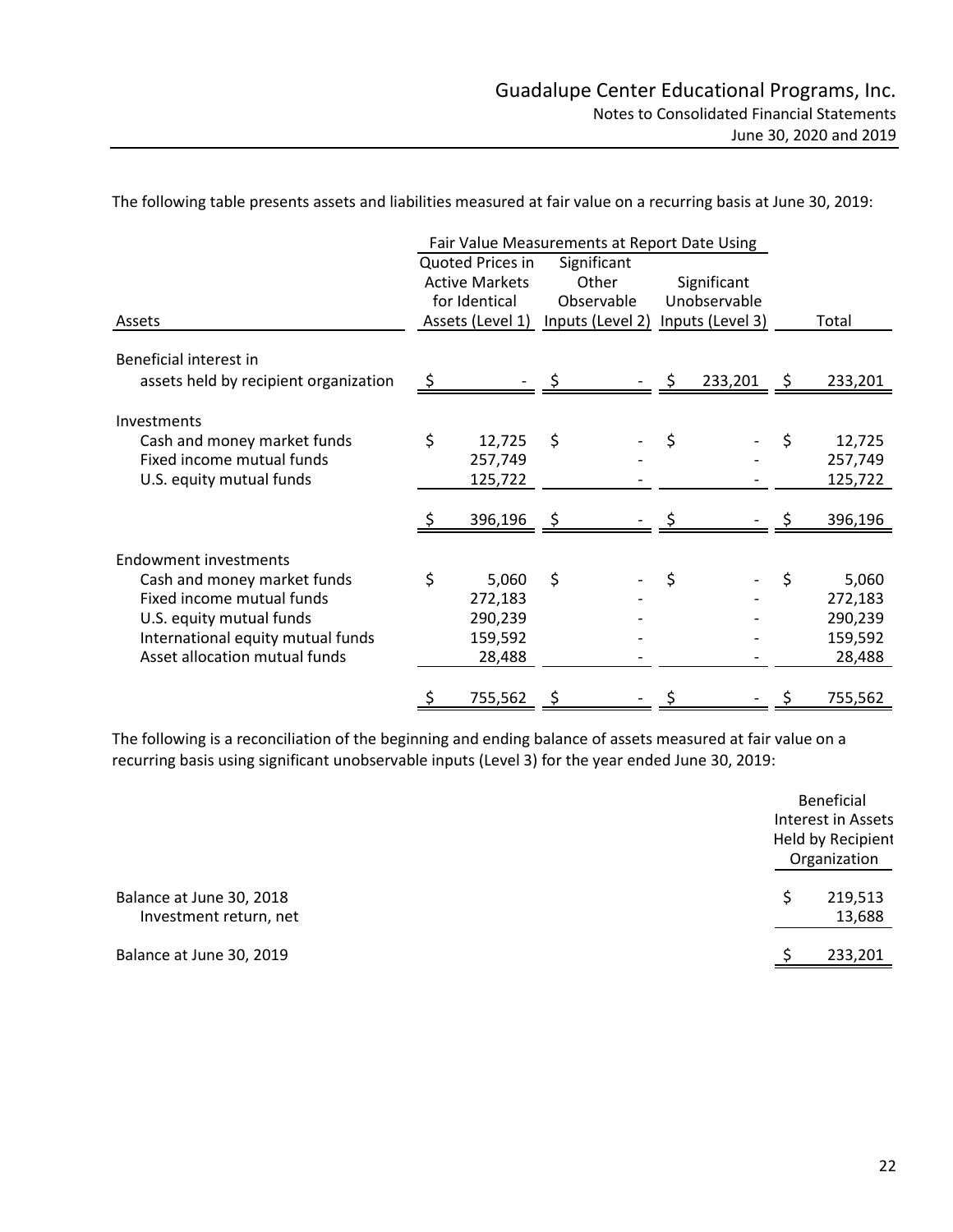The following table presents assets and liabilities measured at fair value on a recurring basis at June 30, 2019:

| Assets | Fair Value Measurements at Report Date Using | | | |
|---|---|---|---|---|
| | Quoted Prices in Active Markets for Identical Assets (Level 1) | Significant Other Observable Inputs (Level 2) | Significant Unobservable Inputs (Level 3) | Total |
| Beneficial interest in assets held by recipient organization | $ - | $ - | $ 233,201 | $ 233,201 |
| Investments | | | | |
| Cash and money market funds | $ 12,725 | $ - | $ - | $ 12,725 |
| Fixed income mutual funds | 257,749 | - | - | 257,749 |
| U.S. equity mutual funds | 125,722 | - | - | 125,722 |
| | $ 396,196 | $ - | $ - | $ 396,196 |
| Endowment investments | | | | |
| Cash and money market funds | $ 5,060 | $ - | $ - | $ 5,060 |
| Fixed income mutual funds | 272,183 | - | - | 272,183 |
| U.S. equity mutual funds | 290,239 | - | - | 290,239 |
| International equity mutual funds | 159,592 | - | - | 159,592 |
| Asset allocation mutual funds | 28,488 | - | - | 28,488 |
| | $ 755,562 | $ - | $ - | $ 755,562 |

The following is a reconciliation of the beginning and ending balance of assets measured at fair value on a recurring basis using significant unobservable inputs (Level 3) for the year ended June 30, 2019:

| | Beneficial Interest in Assets Held by Recipient Organization |
|---|---|
| Balance at June 30, 2018 | $ 219,513 |
| Investment return, net | 13,688 |
| Balance at June 30, 2019 | $ 233,201 |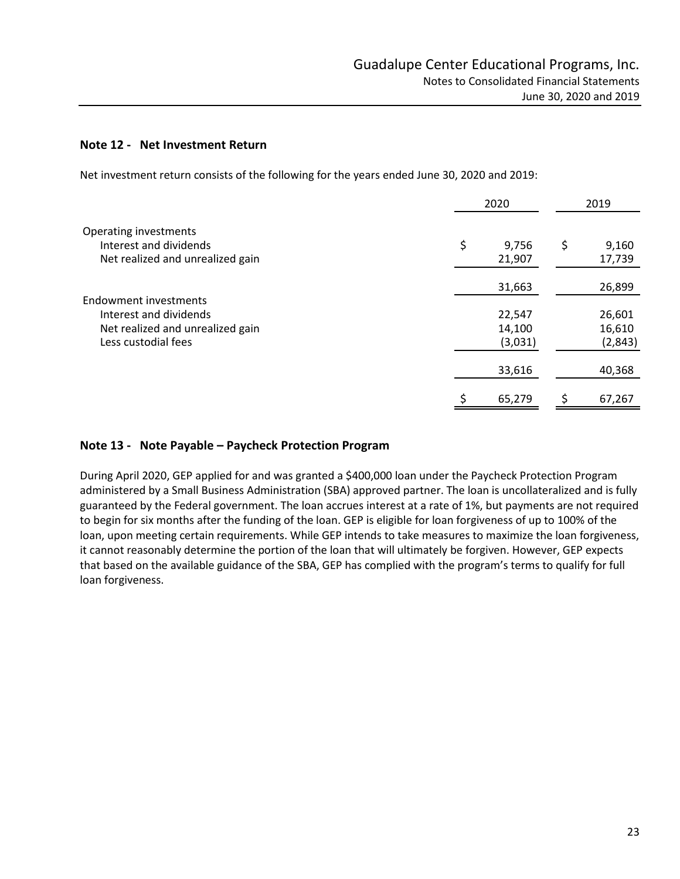## Note 12 - Net Investment Return

Net investment return consists of the following for the years ended June 30, 2020 and 2019:

| | 2020 | 2019 |
|---|---|---|
| Operating investments | | |
| Interest and dividends | $ 9,756 | $ 9,160 |
| Net realized and unrealized gain | 21,907 | 17,739 |
| | 31,663 | 26,899 |
| Endowment investments | | |
| Interest and dividends | 22,547 | 26,601 |
| Net realized and unrealized gain | 14,100 | 16,610 |
| Less custodial fees | (3,031) | (2,843) |
| | 33,616 | 40,368 |
| | $ 65,279 | $ 67,267 |

## Note 13 - Note Payable – Paycheck Protection Program

During April 2020, GEP applied for and was granted a $400,000 loan under the Paycheck Protection Program administered by a Small Business Administration (SBA) approved partner. The loan is uncollateralized and is fully guaranteed by the Federal government. The loan accrues interest at a rate of 1%, but payments are not required to begin for six months after the funding of the loan. GEP is eligible for loan forgiveness of up to 100% of the loan, upon meeting certain requirements. While GEP intends to take measures to maximize the loan forgiveness, it cannot reasonably determine the portion of the loan that will ultimately be forgiven. However, GEP expects that based on the available guidance of the SBA, GEP has complied with the program's terms to qualify for full loan forgiveness.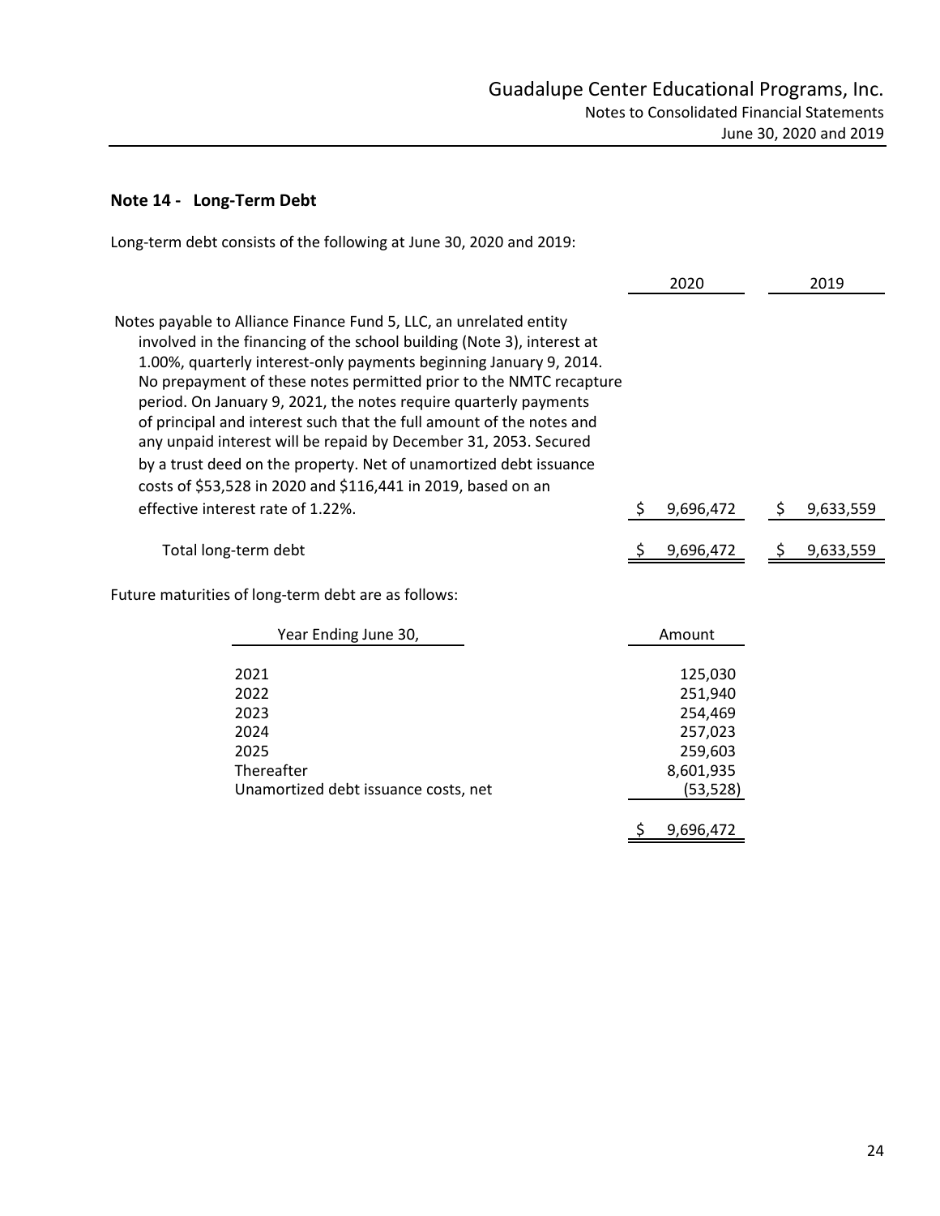## Note 14 - Long-Term Debt

Long-term debt consists of the following at June 30, 2020 and 2019:

| | 2020 | 2019 |
|---|---|---|
| Notes payable to Alliance Finance Fund 5, LLC, an unrelated entity involved in the financing of the school building (Note 3), interest at 1.00%, quarterly interest-only payments beginning January 9, 2014. No prepayment of these notes permitted prior to the NMTC recapture period. On January 9, 2021, the notes require quarterly payments of principal and interest such that the full amount of the notes and any unpaid interest will be repaid by December 31, 2053. Secured by a trust deed on the property. Net of unamortized debt issuance costs of $53,528 in 2020 and $116,441 in 2019, based on an effective interest rate of 1.22%. | $ 9,696,472 | $ 9,633,559 |
| Total long-term debt | $ 9,696,472 | $ 9,633,559 |

Future maturities of long-term debt are as follows:

| Year Ending June 30, | Amount |
|---|---|
| 2021 | 125,030 |
| 2022 | 251,940 |
| 2023 | 254,469 |
| 2024 | 257,023 |
| 2025 | 259,603 |
| Thereafter | 8,601,935 |
| Unamortized debt issuance costs, net | (53,528) |
| | $ 9,696,472 |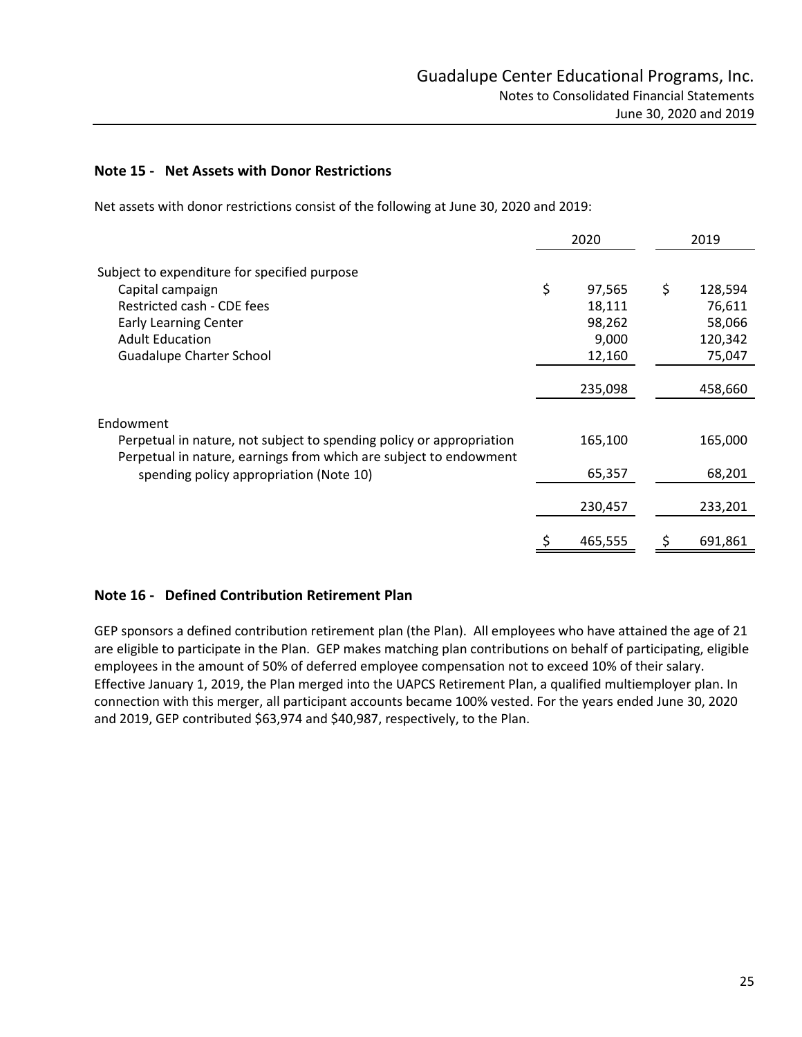## Note 15 - Net Assets with Donor Restrictions

Net assets with donor restrictions consist of the following at June 30, 2020 and 2019:

| | 2020 | 2019 |
|---|---|---|
| Subject to expenditure for specified purpose | | |
| Capital campaign | $ 97,565 | $ 128,594 |
| Restricted cash - CDE fees | 18,111 | 76,611 |
| Early Learning Center | 98,262 | 58,066 |
| Adult Education | 9,000 | 120,342 |
| Guadalupe Charter School | 12,160 | 75,047 |
| | 235,098 | 458,660 |
| Endowment | | |
| Perpetual in nature, not subject to spending policy or appropriation | 165,100 | 165,000 |
| Perpetual in nature, earnings from which are subject to endowment spending policy appropriation (Note 10) | 65,357 | 68,201 |
| | 230,457 | 233,201 |
| | $ 465,555 | $ 691,861 |

## Note 16 - Defined Contribution Retirement Plan

GEP sponsors a defined contribution retirement plan (the Plan). All employees who have attained the age of 21 are eligible to participate in the Plan. GEP makes matching plan contributions on behalf of participating, eligible employees in the amount of 50% of deferred employee compensation not to exceed 10% of their salary. Effective January 1, 2019, the Plan merged into the UAPCS Retirement Plan, a qualified multiemployer plan. In connection with this merger, all participant accounts became 100% vested. For the years ended June 30, 2020 and 2019, GEP contributed $63,974 and $40,987, respectively, to the Plan.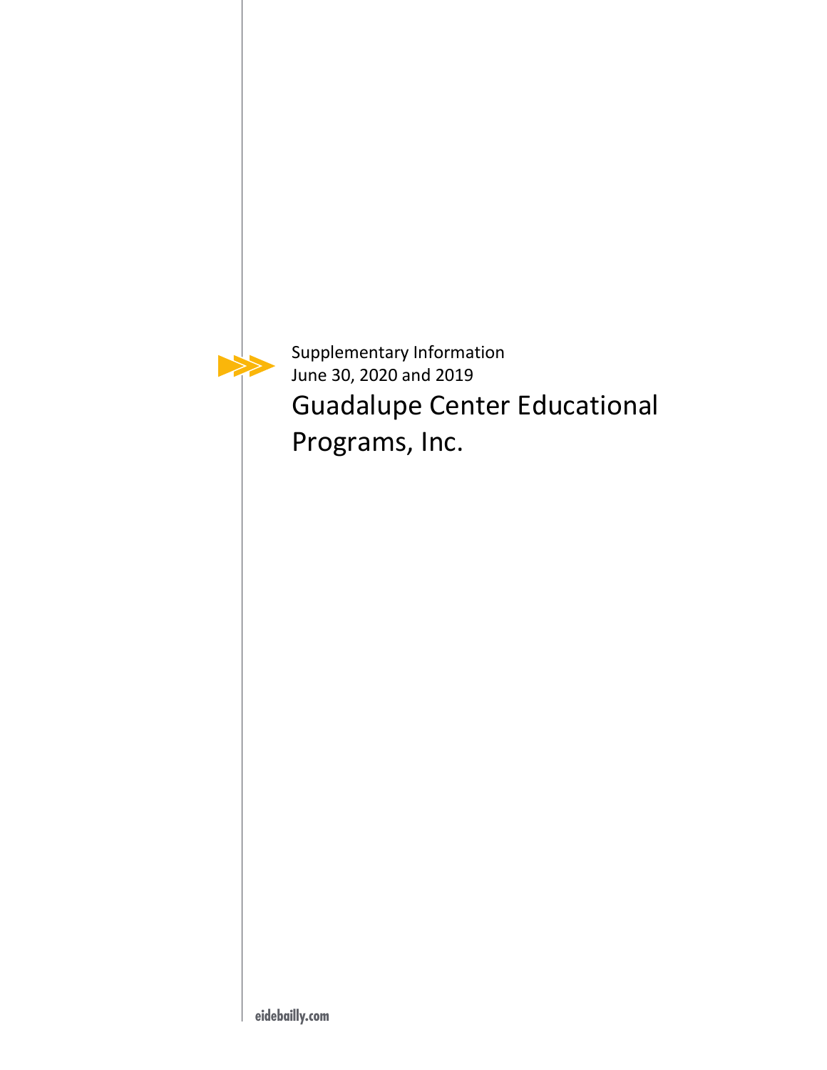Supplementary Information
June 30, 2020 and 2019

# Guadalupe Center Educational Programs, Inc.

eidebailly.com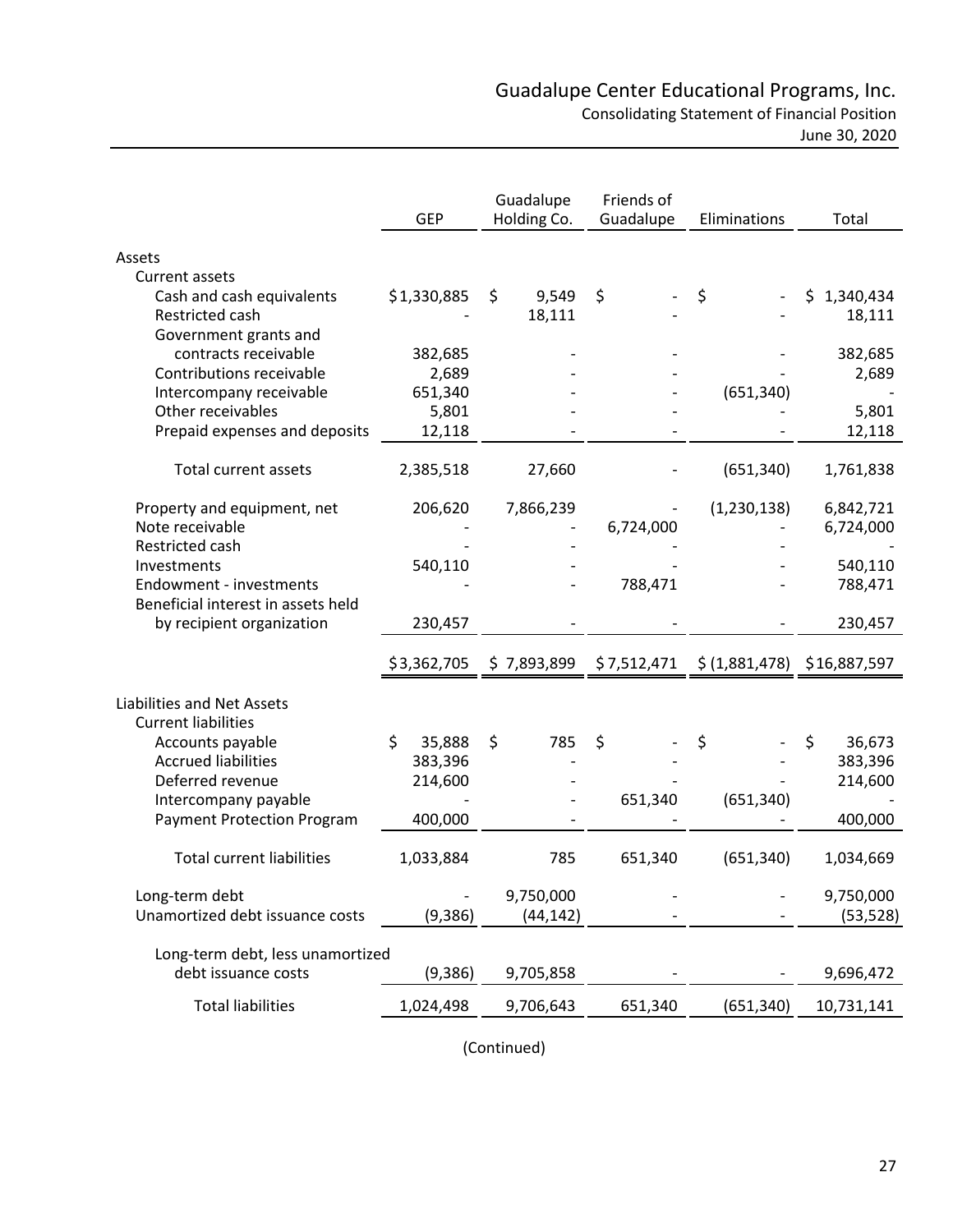# Guadalupe Center Educational Programs, Inc.

## Consolidating Statement of Financial Position

June 30, 2020

| | GEP | Guadalupe Holding Co. | Friends of Guadalupe | Eliminations | Total |
|---|---|---|---|---|---|
| **Assets** | | | | | |
| Current assets | | | | | |
| Cash and cash equivalents | $1,330,885 | $ 9,549 | $ - | $ - | $ 1,340,434 |
| Restricted cash | - | 18,111 | - | - | 18,111 |
| Government grants and contracts receivable | 382,685 | - | - | - | 382,685 |
| Contributions receivable | 2,689 | - | - | - | 2,689 |
| Intercompany receivable | 651,340 | - | - | (651,340) | - |
| Other receivables | 5,801 | - | - | - | 5,801 |
| Prepaid expenses and deposits | 12,118 | - | - | - | 12,118 |
| Total current assets | 2,385,518 | 27,660 | - | (651,340) | 1,761,838 |
| Property and equipment, net | 206,620 | 7,866,239 | - | (1,230,138) | 6,842,721 |
| Note receivable | - | - | 6,724,000 | - | 6,724,000 |
| Restricted cash | - | - | - | - | - |
| Investments | 540,110 | - | - | - | 540,110 |
| Endowment - investments | - | - | 788,471 | - | 788,471 |
| Beneficial interest in assets held by recipient organization | 230,457 | - | - | - | 230,457 |
| | $3,362,705 | $ 7,893,899 | $7,512,471 | $ (1,881,478) | $16,887,597 |
| **Liabilities and Net Assets** | | | | | |
| Current liabilities | | | | | |
| Accounts payable | $ 35,888 | $ 785 | $ - | $ - | $ 36,673 |
| Accrued liabilities | 383,396 | - | - | - | 383,396 |
| Deferred revenue | 214,600 | - | - | - | 214,600 |
| Intercompany payable | - | - | 651,340 | (651,340) | - |
| Payment Protection Program | 400,000 | - | - | - | 400,000 |
| Total current liabilities | 1,033,884 | 785 | 651,340 | (651,340) | 1,034,669 |
| Long-term debt | - | 9,750,000 | - | - | 9,750,000 |
| Unamortized debt issuance costs | (9,386) | (44,142) | - | - | (53,528) |
| Long-term debt, less unamortized debt issuance costs | (9,386) | 9,705,858 | - | - | 9,696,472 |
| Total liabilities | 1,024,498 | 9,706,643 | 651,340 | (651,340) | 10,731,141 |

(Continued)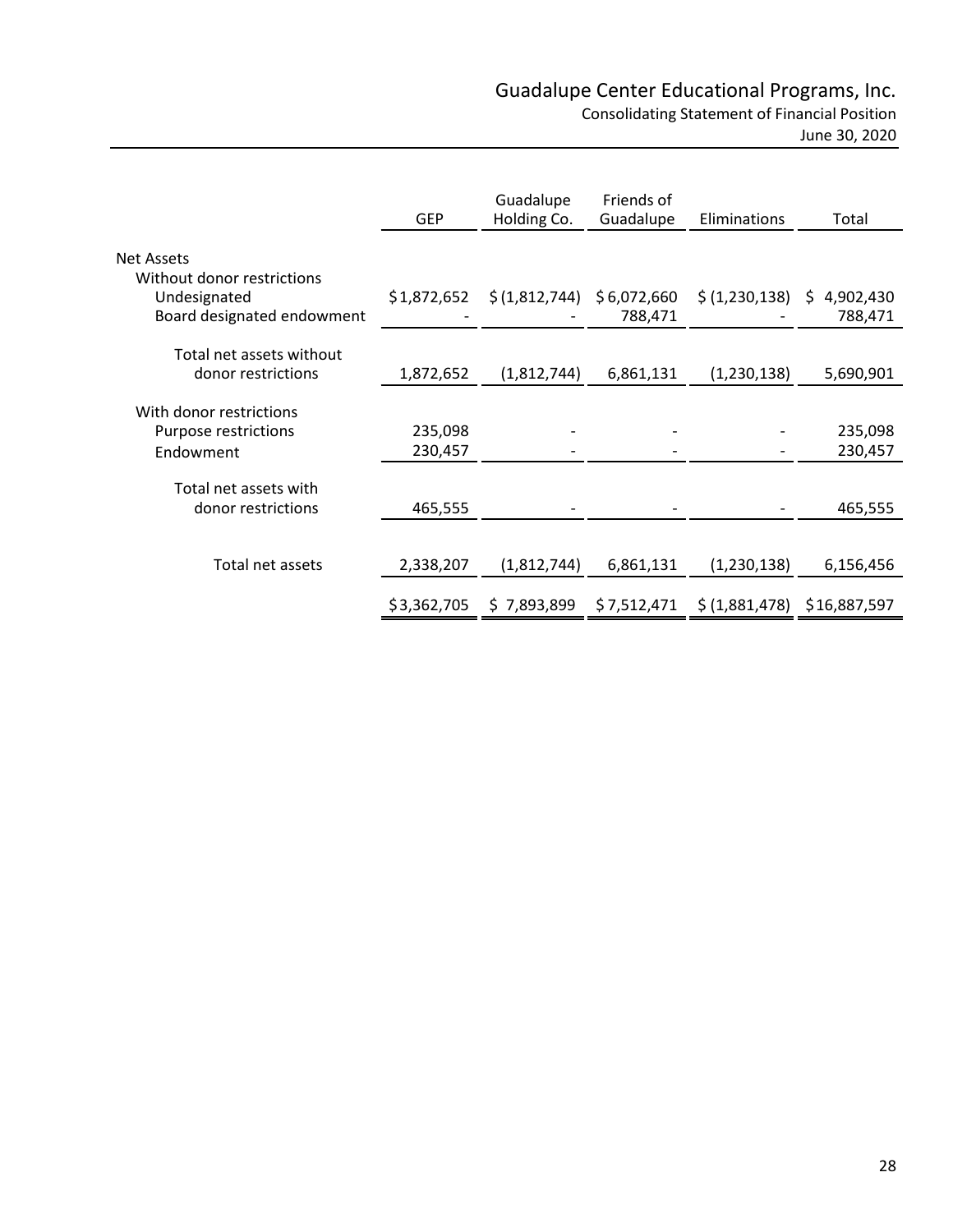# Guadalupe Center Educational Programs, Inc.

Consolidating Statement of Financial Position

June 30, 2020

| | GEP | Guadalupe Holding Co. | Friends of Guadalupe | Eliminations | Total |
|---|---|---|---|---|---|
| Net Assets | | | | | |
| Without donor restrictions | | | | | |
| Undesignated | $1,872,652 | $ (1,812,744) | $ 6,072,660 | $ (1,230,138) | $ 4,902,430 |
| Board designated endowment | - | - | 788,471 | - | 788,471 |
| Total net assets without donor restrictions | 1,872,652 | (1,812,744) | 6,861,131 | (1,230,138) | 5,690,901 |
| With donor restrictions | | | | | |
| Purpose restrictions | 235,098 | - | - | - | 235,098 |
| Endowment | 230,457 | - | - | - | 230,457 |
| Total net assets with donor restrictions | 465,555 | - | - | - | 465,555 |
| Total net assets | 2,338,207 | (1,812,744) | 6,861,131 | (1,230,138) | 6,156,456 |
| | $3,362,705 | $ 7,893,899 | $ 7,512,471 | $ (1,881,478) | $16,887,597 |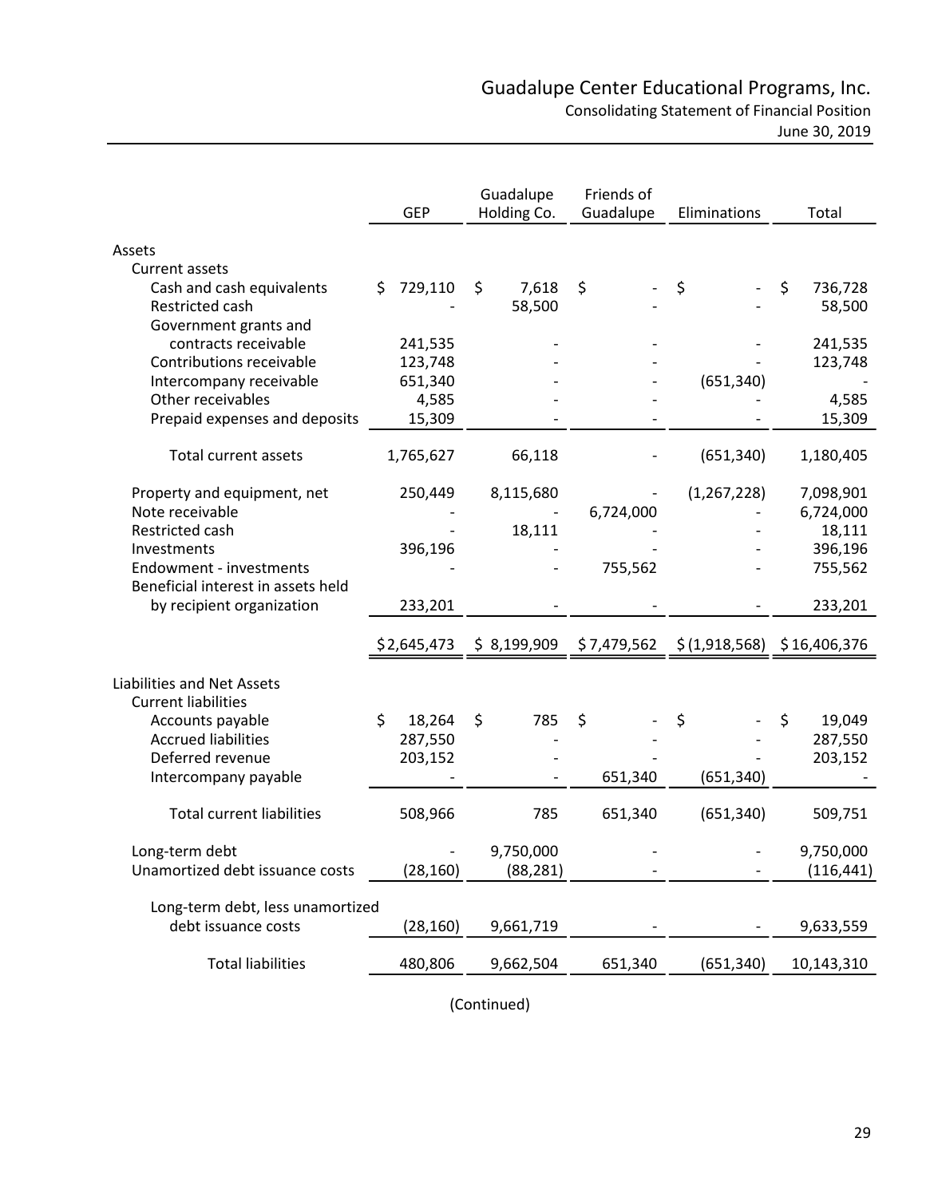# Guadalupe Center Educational Programs, Inc.

## Consolidating Statement of Financial Position

### June 30, 2019

| | GEP | Guadalupe Holding Co. | Friends of Guadalupe | Eliminations | Total |
|---|---|---|---|---|---|
| **Assets** | | | | | |
| Current assets | | | | | |
| Cash and cash equivalents | $ 729,110 | $ 7,618 | $ - | $ - | $ 736,728 |
| Restricted cash | - | 58,500 | - | - | 58,500 |
| Government grants and contracts receivable | 241,535 | - | - | - | 241,535 |
| Contributions receivable | 123,748 | - | - | - | 123,748 |
| Intercompany receivable | 651,340 | - | - | (651,340) | - |
| Other receivables | 4,585 | - | - | - | 4,585 |
| Prepaid expenses and deposits | 15,309 | - | - | - | 15,309 |
| Total current assets | 1,765,627 | 66,118 | - | (651,340) | 1,180,405 |
| Property and equipment, net | 250,449 | 8,115,680 | - | (1,267,228) | 7,098,901 |
| Note receivable | - | - | 6,724,000 | - | 6,724,000 |
| Restricted cash | - | 18,111 | - | - | 18,111 |
| Investments | 396,196 | - | - | - | 396,196 |
| Endowment - investments | - | - | 755,562 | - | 755,562 |
| Beneficial interest in assets held by recipient organization | 233,201 | - | - | - | 233,201 |
| | $ 2,645,473 | $ 8,199,909 | $ 7,479,562 | $ (1,918,568) | $ 16,406,376 |
| **Liabilities and Net Assets** | | | | | |
| Current liabilities | | | | | |
| Accounts payable | $ 18,264 | $ 785 | $ - | $ - | $ 19,049 |
| Accrued liabilities | 287,550 | - | - | - | 287,550 |
| Deferred revenue | 203,152 | - | - | - | 203,152 |
| Intercompany payable | - | - | 651,340 | (651,340) | - |
| Total current liabilities | 508,966 | 785 | 651,340 | (651,340) | 509,751 |
| Long-term debt | - | 9,750,000 | - | - | 9,750,000 |
| Unamortized debt issuance costs | (28,160) | (88,281) | - | - | (116,441) |
| Long-term debt, less unamortized debt issuance costs | (28,160) | 9,661,719 | - | - | 9,633,559 |
| Total liabilities | 480,806 | 9,662,504 | 651,340 | (651,340) | 10,143,310 |

(Continued)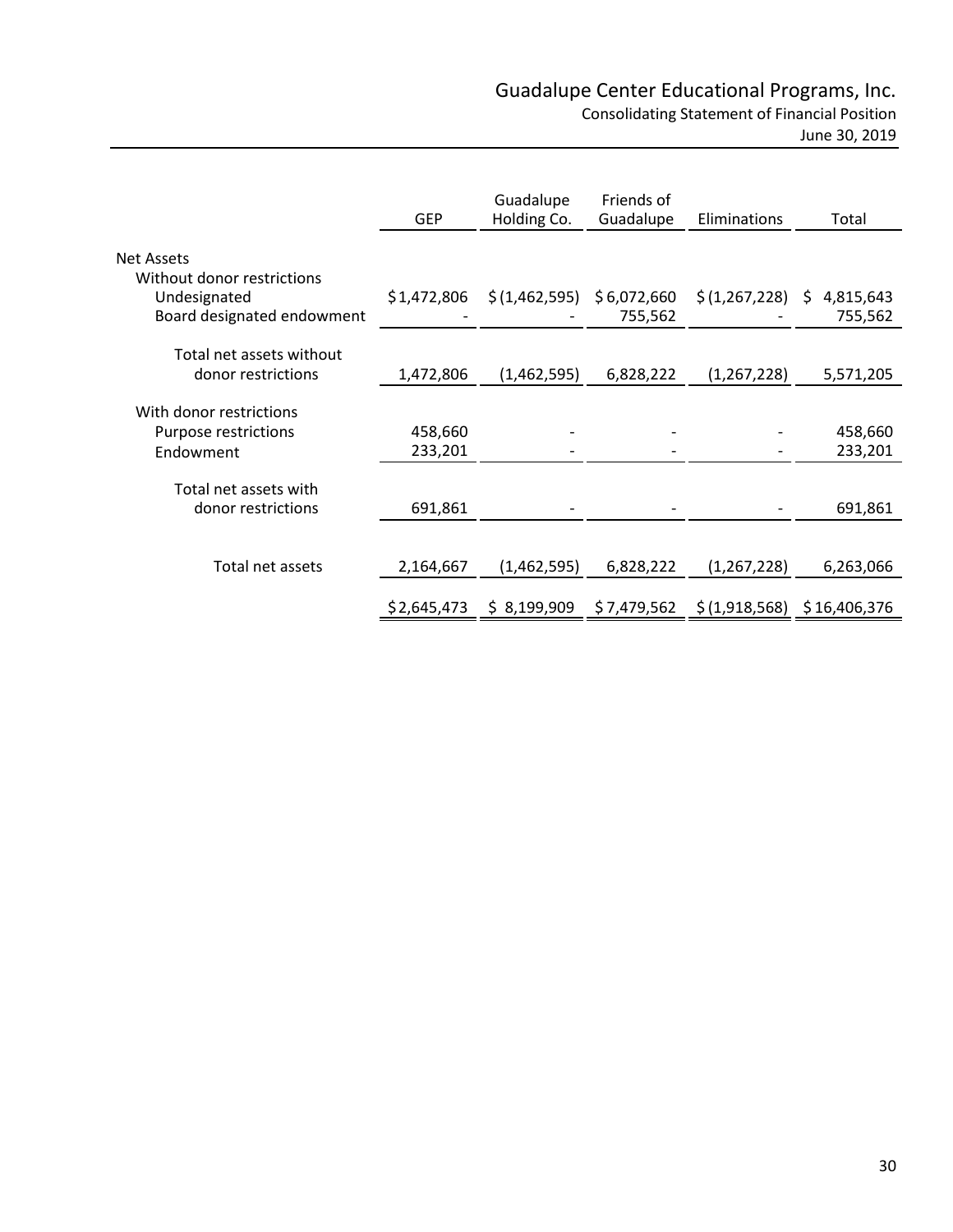# Guadalupe Center Educational Programs, Inc.

Consolidating Statement of Financial Position

June 30, 2019

| | GEP | Guadalupe Holding Co. | Friends of Guadalupe | Eliminations | Total |
|---|---|---|---|---|---|
| Net Assets | | | | | |
| Without donor restrictions | | | | | |
| Undesignated | $1,472,806 | $(1,462,595) | $6,072,660 | $(1,267,228) | $ 4,815,643 |
| Board designated endowment | - | - | 755,562 | - | 755,562 |
| Total net assets without donor restrictions | 1,472,806 | (1,462,595) | 6,828,222 | (1,267,228) | 5,571,205 |
| With donor restrictions | | | | | |
| Purpose restrictions | 458,660 | - | - | - | 458,660 |
| Endowment | 233,201 | - | - | - | 233,201 |
| Total net assets with donor restrictions | 691,861 | - | - | - | 691,861 |
| Total net assets | 2,164,667 | (1,462,595) | 6,828,222 | (1,267,228) | 6,263,066 |
| | $2,645,473 | $ 8,199,909 | $7,479,562 | $(1,918,568) | $16,406,376 |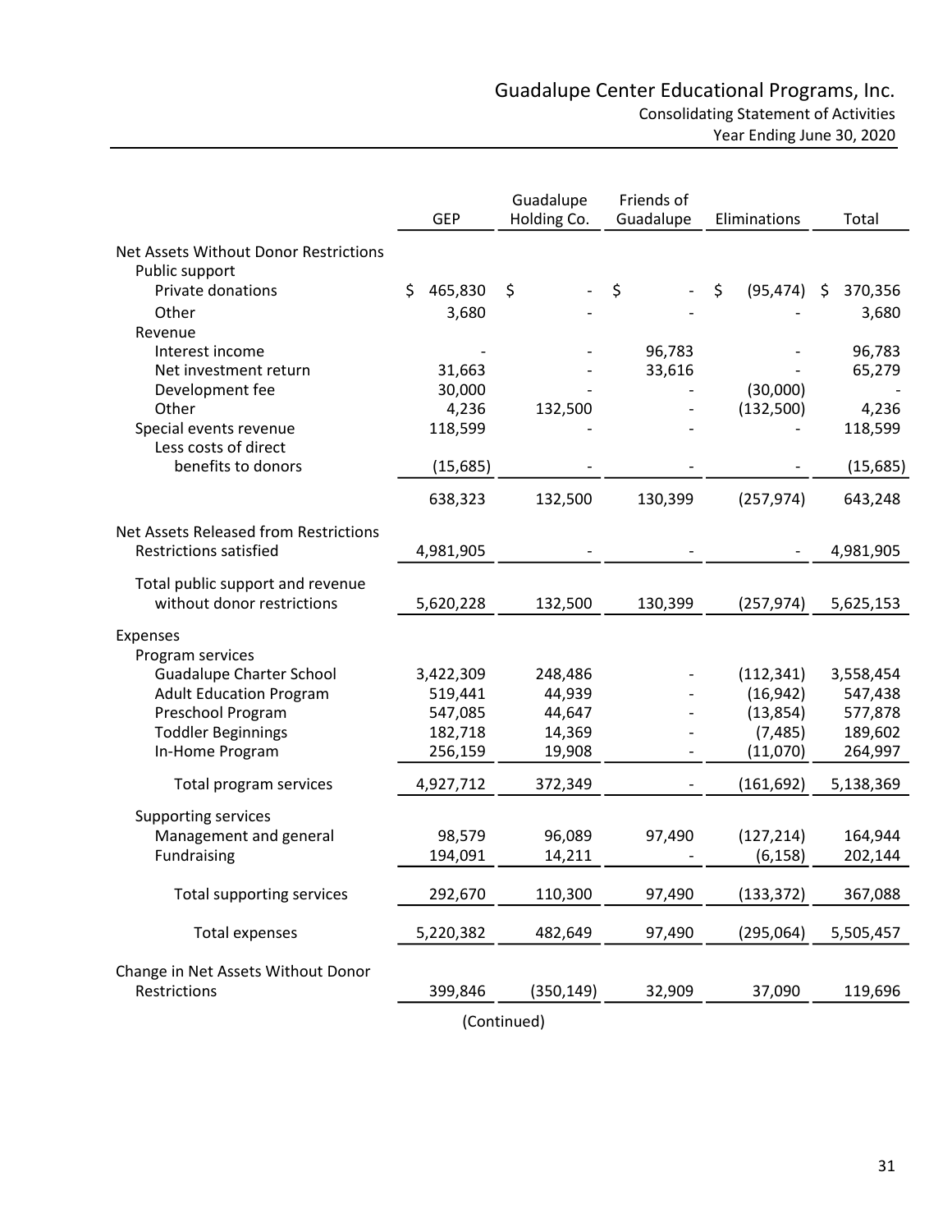# Guadalupe Center Educational Programs, Inc.

Consolidating Statement of Activities

Year Ending June 30, 2020

| | GEP | Guadalupe Holding Co. | Friends of Guadalupe | Eliminations | Total |
|---|---|---|---|---|---|
| **Net Assets Without Donor Restrictions** | | | | | |
| Public support | | | | | |
| Private donations | $ 465,830 | $ - | $ - | $ (95,474) | $ 370,356 |
| Other | 3,680 | - | - | - | 3,680 |
| Revenue | | | | | |
| Interest income | - | - | 96,783 | - | 96,783 |
| Net investment return | 31,663 | - | 33,616 | - | 65,279 |
| Development fee | 30,000 | - | - | (30,000) | - |
| Other | 4,236 | 132,500 | - | (132,500) | 4,236 |
| Special events revenue | 118,599 | - | - | - | 118,599 |
| Less costs of direct benefits to donors | (15,685) | - | - | - | (15,685) |
| | 638,323 | 132,500 | 130,399 | (257,974) | 643,248 |
| **Net Assets Released from Restrictions** | | | | | |
| Restrictions satisfied | 4,981,905 | - | - | - | 4,981,905 |
| Total public support and revenue without donor restrictions | 5,620,228 | 132,500 | 130,399 | (257,974) | 5,625,153 |
| **Expenses** | | | | | |
| Program services | | | | | |
| Guadalupe Charter School | 3,422,309 | 248,486 | - | (112,341) | 3,558,454 |
| Adult Education Program | 519,441 | 44,939 | - | (16,942) | 547,438 |
| Preschool Program | 547,085 | 44,647 | - | (13,854) | 577,878 |
| Toddler Beginnings | 182,718 | 14,369 | - | (7,485) | 189,602 |
| In-Home Program | 256,159 | 19,908 | - | (11,070) | 264,997 |
| Total program services | 4,927,712 | 372,349 | - | (161,692) | 5,138,369 |
| Supporting services | | | | | |
| Management and general | 98,579 | 96,089 | 97,490 | (127,214) | 164,944 |
| Fundraising | 194,091 | 14,211 | - | (6,158) | 202,144 |
| Total supporting services | 292,670 | 110,300 | 97,490 | (133,372) | 367,088 |
| Total expenses | 5,220,382 | 482,649 | 97,490 | (295,064) | 5,505,457 |
| **Change in Net Assets Without Donor Restrictions** | 399,846 | (350,149) | 32,909 | 37,090 | 119,696 |

(Continued)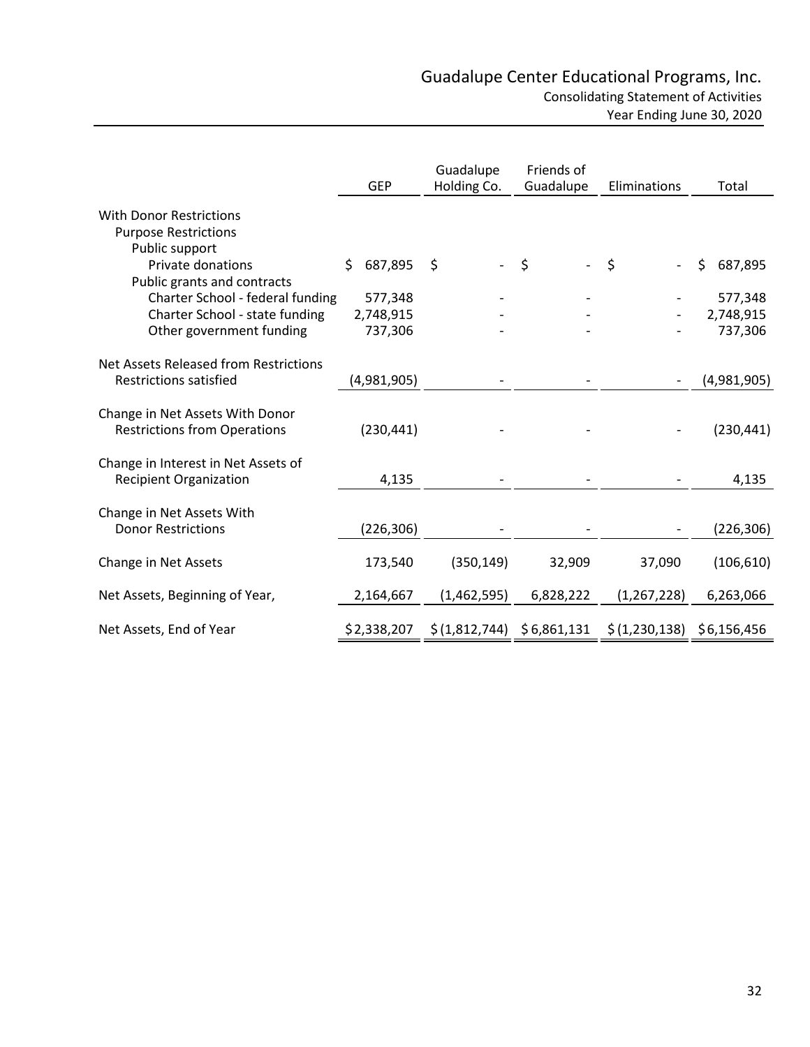# Guadalupe Center Educational Programs, Inc.

Consolidating Statement of Activities

Year Ending June 30, 2020

| | GEP | Guadalupe Holding Co. | Friends of Guadalupe | Eliminations | Total |
|---|---|---|---|---|---|
| **With Donor Restrictions** | | | | | |
| Purpose Restrictions | | | | | |
| Public support | | | | | |
| Private donations | $ 687,895 | $ - | $ - | $ - | $ 687,895 |
| Public grants and contracts | | | | | |
| Charter School - federal funding | 577,348 | - | - | - | 577,348 |
| Charter School - state funding | 2,748,915 | - | - | - | 2,748,915 |
| Other government funding | 737,306 | - | - | - | 737,306 |
| Net Assets Released from Restrictions | | | | | |
| Restrictions satisfied | (4,981,905) | - | - | - | (4,981,905) |
| Change in Net Assets With Donor Restrictions from Operations | (230,441) | - | - | - | (230,441) |
| Change in Interest in Net Assets of Recipient Organization | 4,135 | - | - | - | 4,135 |
| Change in Net Assets With Donor Restrictions | (226,306) | - | - | - | (226,306) |
| Change in Net Assets | 173,540 | (350,149) | 32,909 | 37,090 | (106,610) |
| Net Assets, Beginning of Year, | 2,164,667 | (1,462,595) | 6,828,222 | (1,267,228) | 6,263,066 |
| Net Assets, End of Year | $ 2,338,207 | $ (1,812,744) | $ 6,861,131 | $ (1,230,138) | $ 6,156,456 |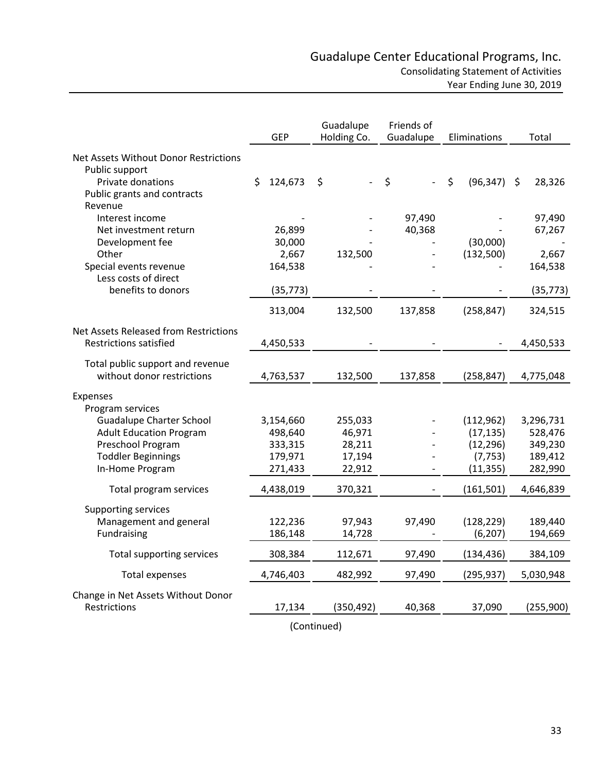# Guadalupe Center Educational Programs, Inc.

## Consolidating Statement of Activities

### Year Ending June 30, 2019

| | GEP | Guadalupe Holding Co. | Friends of Guadalupe | Eliminations | Total |
|---|---|---|---|---|---|
| **Net Assets Without Donor Restrictions** | | | | | |
| Public support | | | | | |
| Private donations | $ 124,673 | $ - | $ - | $ (96,347) | $ 28,326 |
| Public grants and contracts | | | | | |
| Revenue | | | | | |
| Interest income | - | - | 97,490 | - | 97,490 |
| Net investment return | 26,899 | - | 40,368 | - | 67,267 |
| Development fee | 30,000 | - | - | (30,000) | - |
| Other | 2,667 | 132,500 | - | (132,500) | 2,667 |
| Special events revenue | 164,538 | - | - | - | 164,538 |
| Less costs of direct benefits to donors | (35,773) | - | - | - | (35,773) |
| | 313,004 | 132,500 | 137,858 | (258,847) | 324,515 |
| **Net Assets Released from Restrictions** | | | | | |
| Restrictions satisfied | 4,450,533 | - | - | - | 4,450,533 |
| Total public support and revenue without donor restrictions | 4,763,537 | 132,500 | 137,858 | (258,847) | 4,775,048 |
| **Expenses** | | | | | |
| Program services | | | | | |
| Guadalupe Charter School | 3,154,660 | 255,033 | - | (112,962) | 3,296,731 |
| Adult Education Program | 498,640 | 46,971 | - | (17,135) | 528,476 |
| Preschool Program | 333,315 | 28,211 | - | (12,296) | 349,230 |
| Toddler Beginnings | 179,971 | 17,194 | - | (7,753) | 189,412 |
| In-Home Program | 271,433 | 22,912 | - | (11,355) | 282,990 |
| Total program services | 4,438,019 | 370,321 | - | (161,501) | 4,646,839 |
| Supporting services | | | | | |
| Management and general | 122,236 | 97,943 | 97,490 | (128,229) | 189,440 |
| Fundraising | 186,148 | 14,728 | - | (6,207) | 194,669 |
| Total supporting services | 308,384 | 112,671 | 97,490 | (134,436) | 384,109 |
| Total expenses | 4,746,403 | 482,992 | 97,490 | (295,937) | 5,030,948 |
| **Change in Net Assets Without Donor Restrictions** | 17,134 | (350,492) | 40,368 | 37,090 | (255,900) |

(Continued)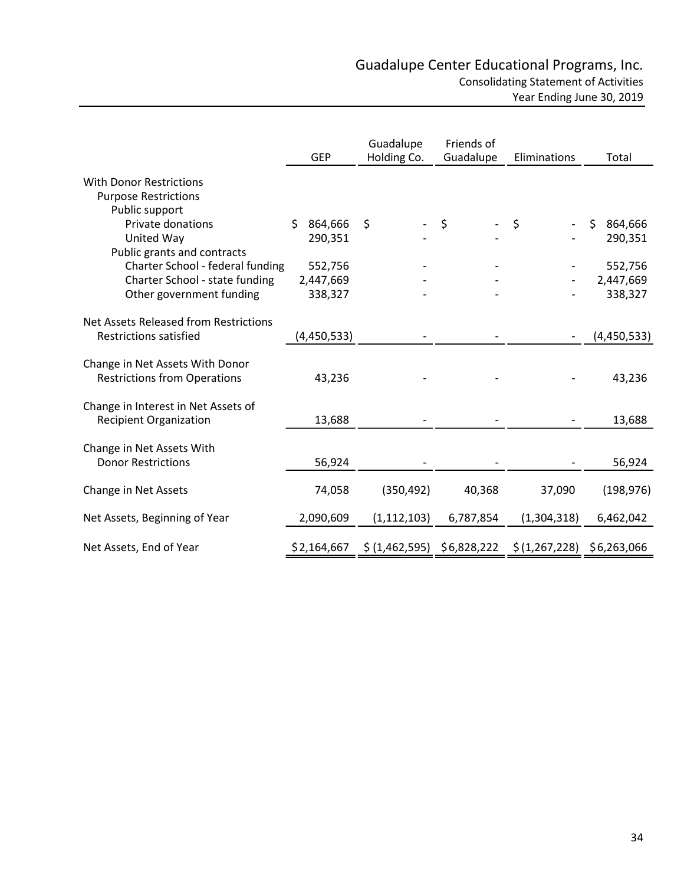# Guadalupe Center Educational Programs, Inc.

## Consolidating Statement of Activities

### Year Ending June 30, 2019

| | GEP | Guadalupe Holding Co. | Friends of Guadalupe | Eliminations | Total |
|---|---|---|---|---|---|
| With Donor Restrictions | | | | | |
| Purpose Restrictions | | | | | |
| Public support | | | | | |
| Private donations | $ 864,666 | $ - | $ - | $ - | $ 864,666 |
| United Way | 290,351 | - | - | - | 290,351 |
| Public grants and contracts | | | | | |
| Charter School - federal funding | 552,756 | - | - | - | 552,756 |
| Charter School - state funding | 2,447,669 | - | - | - | 2,447,669 |
| Other government funding | 338,327 | - | - | - | 338,327 |
| Net Assets Released from Restrictions | | | | | |
| Restrictions satisfied | (4,450,533) | - | - | - | (4,450,533) |
| Change in Net Assets With Donor Restrictions from Operations | 43,236 | - | - | - | 43,236 |
| Change in Interest in Net Assets of Recipient Organization | 13,688 | - | - | - | 13,688 |
| Change in Net Assets With Donor Restrictions | 56,924 | - | - | - | 56,924 |
| Change in Net Assets | 74,058 | (350,492) | 40,368 | 37,090 | (198,976) |
| Net Assets, Beginning of Year | 2,090,609 | (1,112,103) | 6,787,854 | (1,304,318) | 6,462,042 |
| Net Assets, End of Year | $ 2,164,667 | $ (1,462,595) | $ 6,828,222 | $ (1,267,228) | $ 6,263,066 |